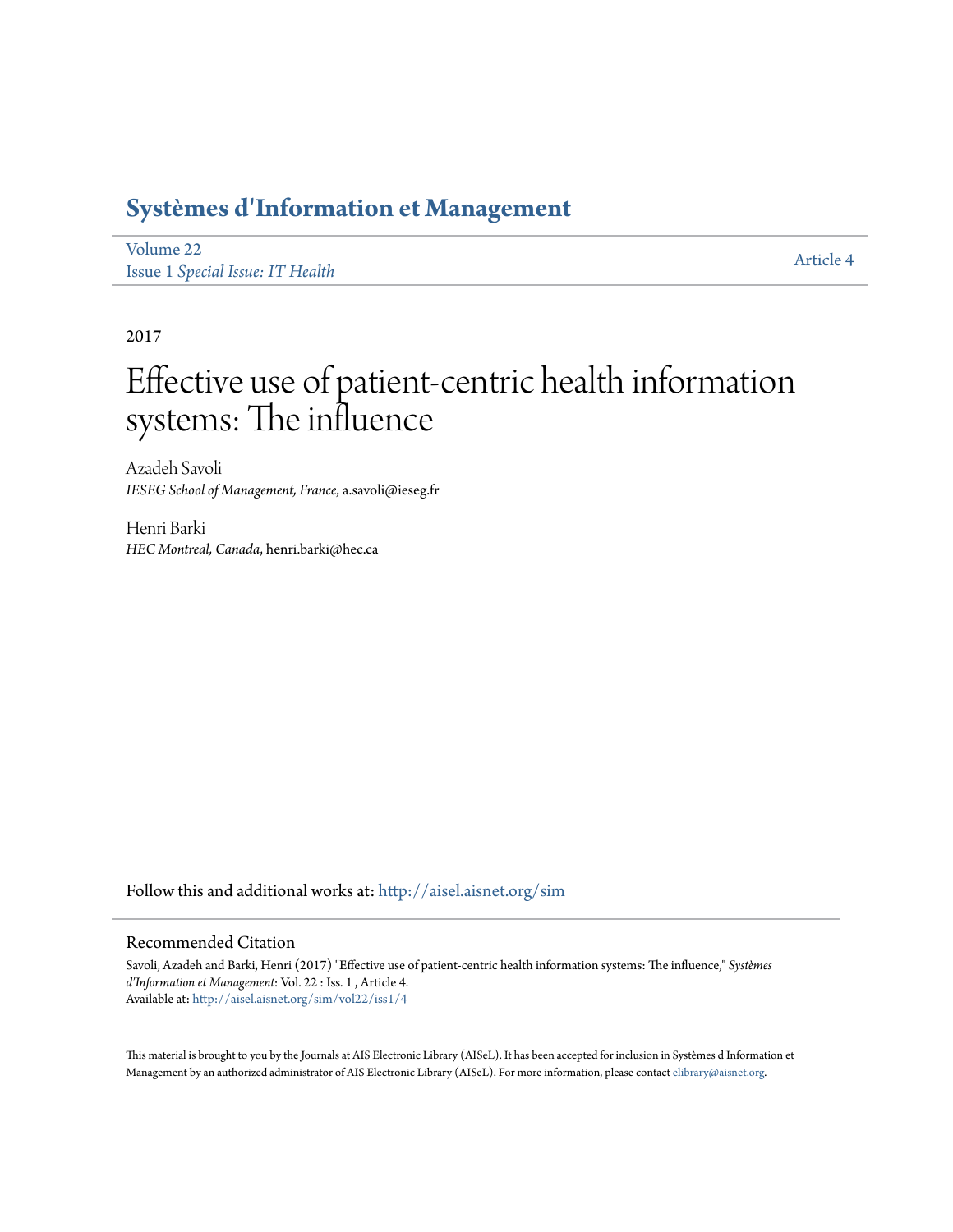# Systèmes d'Information et Management

Volume 22
Issue 1 *Special Issue: IT Health*

Article 4

2017

# Effective use of patient-centric health information systems: The influence

Azadeh Savoli
*IESEG School of Management, France*, a.savoli@ieseg.fr

Henri Barki
*HEC Montreal, Canada*, henri.barki@hec.ca

Follow this and additional works at: http://aisel.aisnet.org/sim

## Recommended Citation

Savoli, Azadeh and Barki, Henri (2017) "Effective use of patient-centric health information systems: The influence," *Systèmes d'Information et Management*: Vol. 22 : Iss. 1 , Article 4.
Available at: http://aisel.aisnet.org/sim/vol22/iss1/4

This material is brought to you by the Journals at AIS Electronic Library (AISeL). It has been accepted for inclusion in Systèmes d'Information et Management by an authorized administrator of AIS Electronic Library (AISeL). For more information, please contact elibrary@aisnet.org.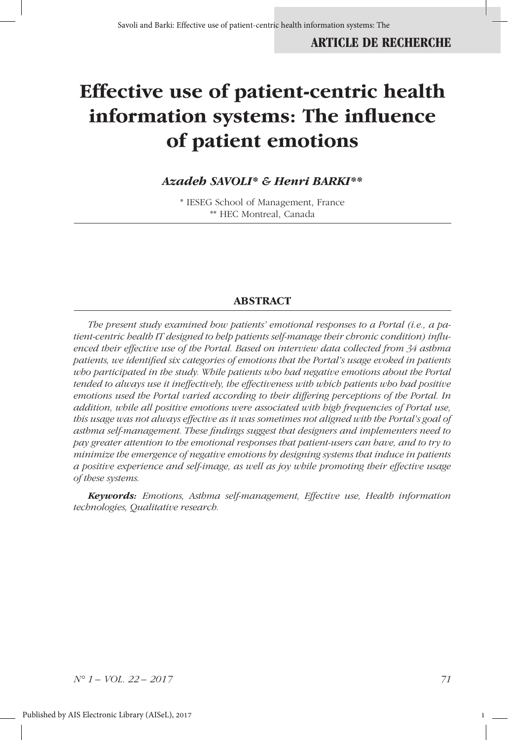# Effective use of patient-centric health information systems: The influence of patient emotions

***Azadeh SAVOLI\* & Henri BARKI\*\****

\* IESEG School of Management, France
\*\* HEC Montreal, Canada

## ABSTRACT

*The present study examined how patients' emotional responses to a Portal (i.e., a patient-centric health IT designed to help patients self-manage their chronic condition) influenced their effective use of the Portal. Based on interview data collected from 34 asthma patients, we identified six categories of emotions that the Portal's usage evoked in patients who participated in the study. While patients who had negative emotions about the Portal tended to always use it ineffectively, the effectiveness with which patients who had positive emotions used the Portal varied according to their differing perceptions of the Portal. In addition, while all positive emotions were associated with high frequencies of Portal use, this usage was not always effective as it was sometimes not aligned with the Portal's goal of asthma self-management. These findings suggest that designers and implementers need to pay greater attention to the emotional responses that patient-users can have, and to try to minimize the emergence of negative emotions by designing systems that induce in patients a positive experience and self-image, as well as joy while promoting their effective usage of these systems.*

***Keywords:*** *Emotions, Asthma self-management, Effective use, Health information technologies, Qualitative research.*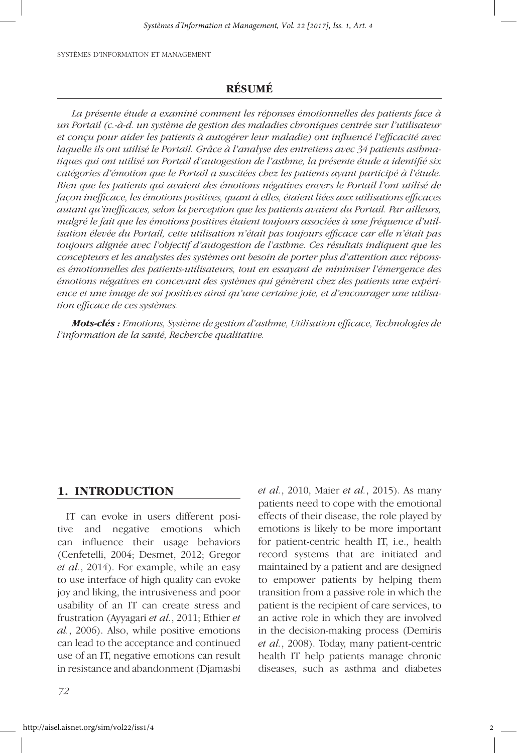## RÉSUMÉ

*La présente étude a examiné comment les réponses émotionnelles des patients face à un Portail (c.-à-d. un système de gestion des maladies chroniques centrée sur l'utilisateur et conçu pour aider les patients à autogérer leur maladie) ont influencé l'efficacité avec laquelle ils ont utilisé le Portail. Grâce à l'analyse des entretiens avec 34 patients asthmatiques qui ont utilisé un Portail d'autogestion de l'asthme, la présente étude a identifié six catégories d'émotion que le Portail a suscitées chez les patients ayant participé à l'étude. Bien que les patients qui avaient des émotions négatives envers le Portail l'ont utilisé de façon inefficace, les émotions positives, quant à elles, étaient liées aux utilisations efficaces autant qu'inefficaces, selon la perception que les patients avaient du Portail. Par ailleurs, malgré le fait que les émotions positives étaient toujours associées à une fréquence d'utilisation élevée du Portail, cette utilisation n'était pas toujours efficace car elle n'était pas toujours alignée avec l'objectif d'autogestion de l'asthme. Ces résultats indiquent que les concepteurs et les analystes des systèmes ont besoin de porter plus d'attention aux réponses émotionnelles des patients-utilisateurs, tout en essayant de minimiser l'émergence des émotions négatives en concevant des systèmes qui génèrent chez des patients une expérience et une image de soi positives ainsi qu'une certaine joie, et d'encourager une utilisation efficace de ces systèmes.*

***Mots-clés :** Emotions, Système de gestion d'asthme, Utilisation efficace, Technologies de l'information de la santé, Recherche qualitative.*

## 1. INTRODUCTION

IT can evoke in users different positive and negative emotions which can influence their usage behaviors (Cenfetelli, 2004; Desmet, 2012; Gregor *et al.*, 2014). For example, while an easy to use interface of high quality can evoke joy and liking, the intrusiveness and poor usability of an IT can create stress and frustration (Ayyagari *et al.*, 2011; Ethier *et al.*, 2006). Also, while positive emotions can lead to the acceptance and continued use of an IT, negative emotions can result in resistance and abandonment (Djamasbi *et al.*, 2010, Maier *et al.*, 2015). As many patients need to cope with the emotional effects of their disease, the role played by emotions is likely to be more important for patient-centric health IT, i.e., health record systems that are initiated and maintained by a patient and are designed to empower patients by helping them transition from a passive role in which the patient is the recipient of care services, to an active role in which they are involved in the decision-making process (Demiris *et al.*, 2008). Today, many patient-centric health IT help patients manage chronic diseases, such as asthma and diabetes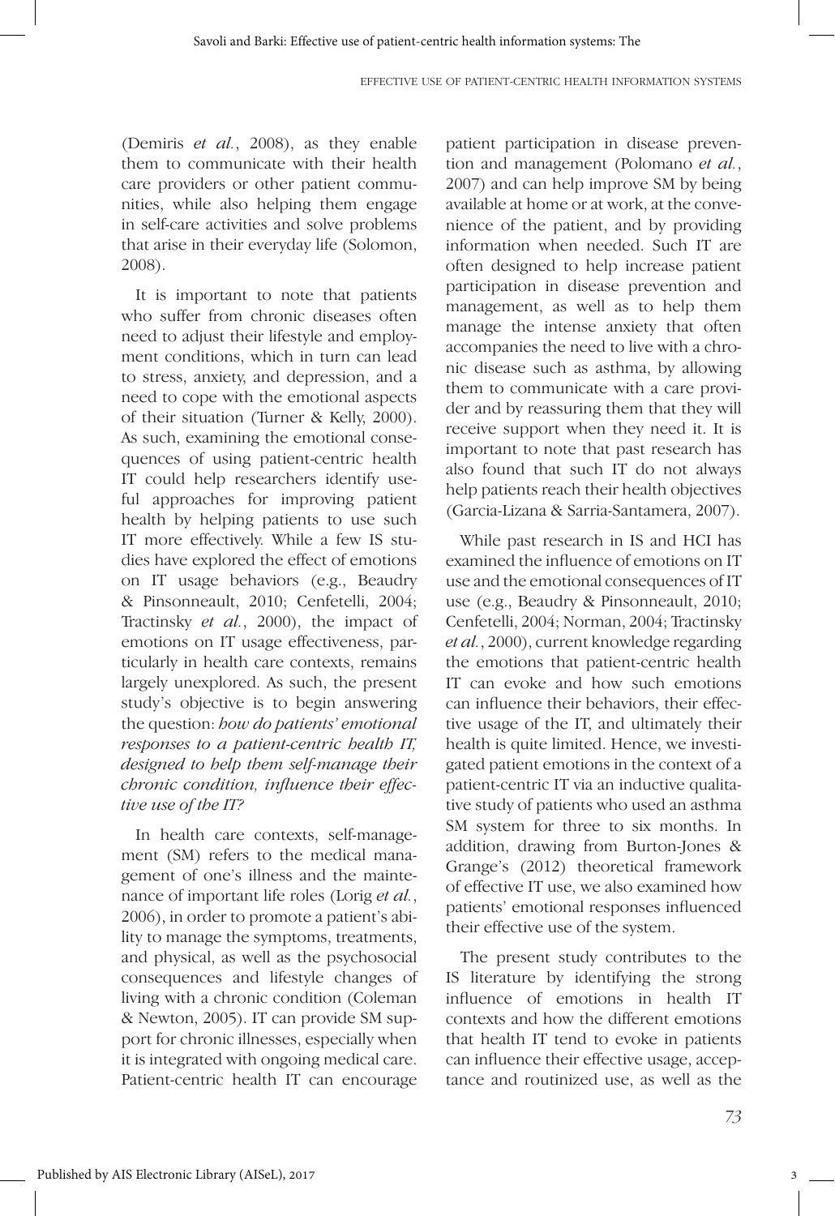(Demiris *et al.*, 2008), as they enable them to communicate with their health care providers or other patient communities, while also helping them engage in self-care activities and solve problems that arise in their everyday life (Solomon, 2008).

It is important to note that patients who suffer from chronic diseases often need to adjust their lifestyle and employment conditions, which in turn can lead to stress, anxiety, and depression, and a need to cope with the emotional aspects of their situation (Turner & Kelly, 2000). As such, examining the emotional consequences of using patient-centric health IT could help researchers identify useful approaches for improving patient health by helping patients to use such IT more effectively. While a few IS studies have explored the effect of emotions on IT usage behaviors (e.g., Beaudry & Pinsonneault, 2010; Cenfetelli, 2004; Tractinsky *et al.*, 2000), the impact of emotions on IT usage effectiveness, particularly in health care contexts, remains largely unexplored. As such, the present study's objective is to begin answering the question: *how do patients' emotional responses to a patient-centric health IT, designed to help them self-manage their chronic condition, influence their effective use of the IT?*

In health care contexts, self-management (SM) refers to the medical management of one's illness and the maintenance of important life roles (Lorig *et al.*, 2006), in order to promote a patient's ability to manage the symptoms, treatments, and physical, as well as the psychosocial consequences and lifestyle changes of living with a chronic condition (Coleman & Newton, 2005). IT can provide SM support for chronic illnesses, especially when it is integrated with ongoing medical care. Patient-centric health IT can encourage patient participation in disease prevention and management (Polomano *et al.*, 2007) and can help improve SM by being available at home or at work, at the convenience of the patient, and by providing information when needed. Such IT are often designed to help increase patient participation in disease prevention and management, as well as to help them manage the intense anxiety that often accompanies the need to live with a chronic disease such as asthma, by allowing them to communicate with a care provider and by reassuring them that they will receive support when they need it. It is important to note that past research has also found that such IT do not always help patients reach their health objectives (Garcia-Lizana & Sarria-Santamera, 2007).

While past research in IS and HCI has examined the influence of emotions on IT use and the emotional consequences of IT use (e.g., Beaudry & Pinsonneault, 2010; Cenfetelli, 2004; Norman, 2004; Tractinsky *et al.*, 2000), current knowledge regarding the emotions that patient-centric health IT can evoke and how such emotions can influence their behaviors, their effective usage of the IT, and ultimately their health is quite limited. Hence, we investigated patient emotions in the context of a patient-centric IT via an inductive qualitative study of patients who used an asthma SM system for three to six months. In addition, drawing from Burton-Jones & Grange's (2012) theoretical framework of effective IT use, we also examined how patients' emotional responses influenced their effective use of the system.

The present study contributes to the IS literature by identifying the strong influence of emotions in health IT contexts and how the different emotions that health IT tend to evoke in patients can influence their effective usage, acceptance and routinized use, as well as the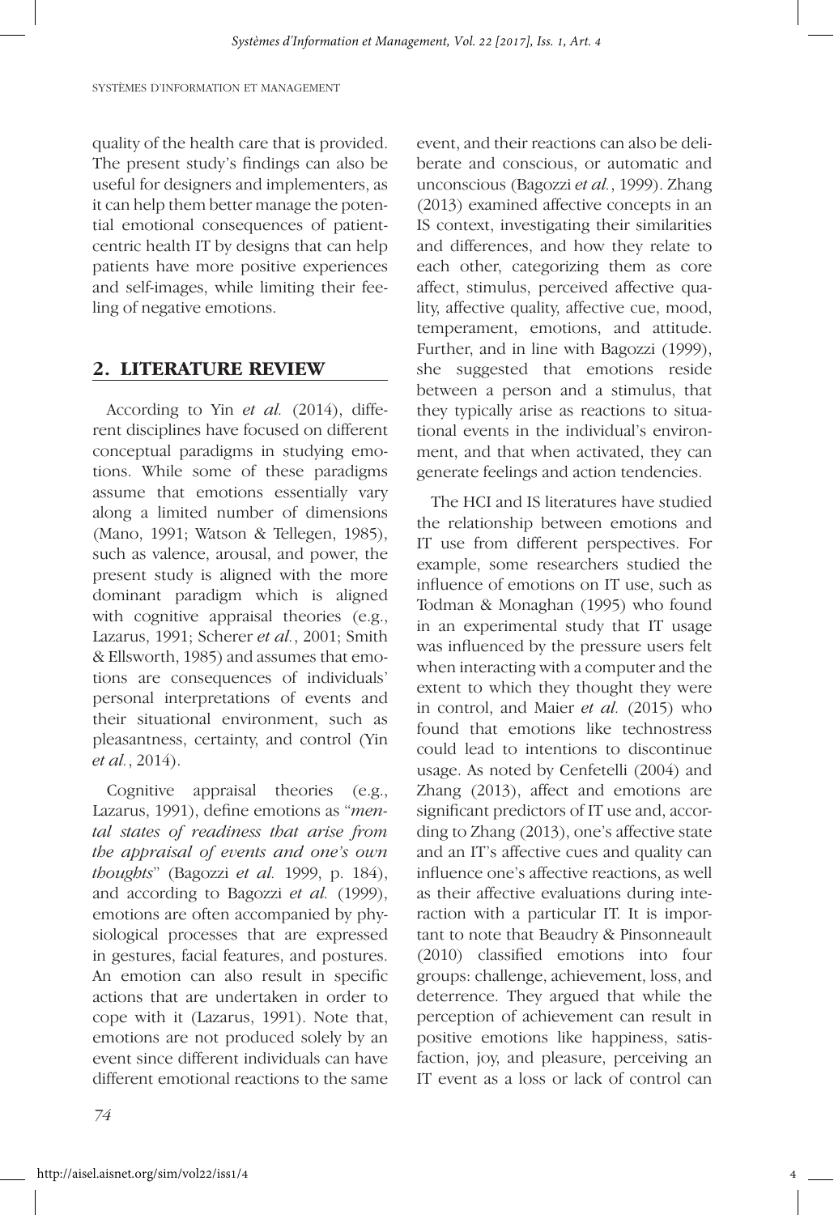quality of the health care that is provided. The present study's findings can also be useful for designers and implementers, as it can help them better manage the potential emotional consequences of patient-centric health IT by designs that can help patients have more positive experiences and self-images, while limiting their feeling of negative emotions.

## 2. LITERATURE REVIEW

According to Yin *et al.* (2014), different disciplines have focused on different conceptual paradigms in studying emotions. While some of these paradigms assume that emotions essentially vary along a limited number of dimensions (Mano, 1991; Watson & Tellegen, 1985), such as valence, arousal, and power, the present study is aligned with the more dominant paradigm which is aligned with cognitive appraisal theories (e.g., Lazarus, 1991; Scherer *et al.*, 2001; Smith & Ellsworth, 1985) and assumes that emotions are consequences of individuals' personal interpretations of events and their situational environment, such as pleasantness, certainty, and control (Yin *et al.*, 2014).

Cognitive appraisal theories (e.g., Lazarus, 1991), define emotions as "*mental states of readiness that arise from the appraisal of events and one's own thoughts*" (Bagozzi *et al.* 1999, p. 184), and according to Bagozzi *et al.* (1999), emotions are often accompanied by physiological processes that are expressed in gestures, facial features, and postures. An emotion can also result in specific actions that are undertaken in order to cope with it (Lazarus, 1991). Note that, emotions are not produced solely by an event since different individuals can have different emotional reactions to the same event, and their reactions can also be deliberate and conscious, or automatic and unconscious (Bagozzi *et al.*, 1999). Zhang (2013) examined affective concepts in an IS context, investigating their similarities and differences, and how they relate to each other, categorizing them as core affect, stimulus, perceived affective quality, affective quality, affective cue, mood, temperament, emotions, and attitude. Further, and in line with Bagozzi (1999), she suggested that emotions reside between a person and a stimulus, that they typically arise as reactions to situational events in the individual's environment, and that when activated, they can generate feelings and action tendencies.

The HCI and IS literatures have studied the relationship between emotions and IT use from different perspectives. For example, some researchers studied the influence of emotions on IT use, such as Todman & Monaghan (1995) who found in an experimental study that IT usage was influenced by the pressure users felt when interacting with a computer and the extent to which they thought they were in control, and Maier *et al.* (2015) who found that emotions like technostress could lead to intentions to discontinue usage. As noted by Cenfetelli (2004) and Zhang (2013), affect and emotions are significant predictors of IT use and, according to Zhang (2013), one's affective state and an IT's affective cues and quality can influence one's affective reactions, as well as their affective evaluations during interaction with a particular IT. It is important to note that Beaudry & Pinsonneault (2010) classified emotions into four groups: challenge, achievement, loss, and deterrence. They argued that while the perception of achievement can result in positive emotions like happiness, satisfaction, joy, and pleasure, perceiving an IT event as a loss or lack of control can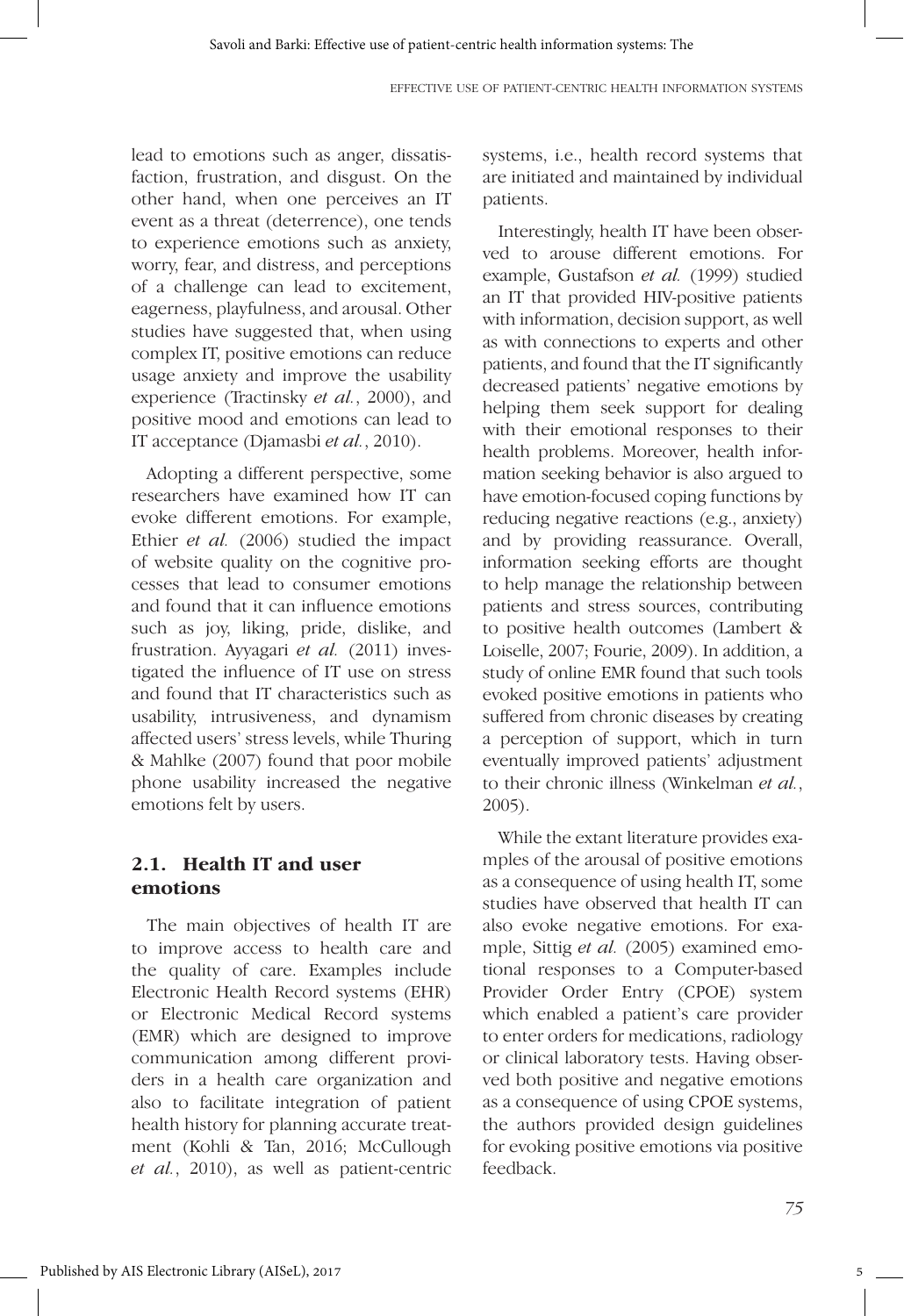lead to emotions such as anger, dissatisfaction, frustration, and disgust. On the other hand, when one perceives an IT event as a threat (deterrence), one tends to experience emotions such as anxiety, worry, fear, and distress, and perceptions of a challenge can lead to excitement, eagerness, playfulness, and arousal. Other studies have suggested that, when using complex IT, positive emotions can reduce usage anxiety and improve the usability experience (Tractinsky *et al.*, 2000), and positive mood and emotions can lead to IT acceptance (Djamasbi *et al.*, 2010).

Adopting a different perspective, some researchers have examined how IT can evoke different emotions. For example, Ethier *et al.* (2006) studied the impact of website quality on the cognitive processes that lead to consumer emotions and found that it can influence emotions such as joy, liking, pride, dislike, and frustration. Ayyagari *et al.* (2011) investigated the influence of IT use on stress and found that IT characteristics such as usability, intrusiveness, and dynamism affected users' stress levels, while Thuring & Mahlke (2007) found that poor mobile phone usability increased the negative emotions felt by users.

## 2.1. Health IT and user emotions

The main objectives of health IT are to improve access to health care and the quality of care. Examples include Electronic Health Record systems (EHR) or Electronic Medical Record systems (EMR) which are designed to improve communication among different providers in a health care organization and also to facilitate integration of patient health history for planning accurate treatment (Kohli & Tan, 2016; McCullough *et al.*, 2010), as well as patient-centric systems, i.e., health record systems that are initiated and maintained by individual patients.

Interestingly, health IT have been observed to arouse different emotions. For example, Gustafson *et al.* (1999) studied an IT that provided HIV-positive patients with information, decision support, as well as with connections to experts and other patients, and found that the IT significantly decreased patients' negative emotions by helping them seek support for dealing with their emotional responses to their health problems. Moreover, health information seeking behavior is also argued to have emotion-focused coping functions by reducing negative reactions (e.g., anxiety) and by providing reassurance. Overall, information seeking efforts are thought to help manage the relationship between patients and stress sources, contributing to positive health outcomes (Lambert & Loiselle, 2007; Fourie, 2009). In addition, a study of online EMR found that such tools evoked positive emotions in patients who suffered from chronic diseases by creating a perception of support, which in turn eventually improved patients' adjustment to their chronic illness (Winkelman *et al.*, 2005).

While the extant literature provides examples of the arousal of positive emotions as a consequence of using health IT, some studies have observed that health IT can also evoke negative emotions. For example, Sittig *et al.* (2005) examined emotional responses to a Computer-based Provider Order Entry (CPOE) system which enabled a patient's care provider to enter orders for medications, radiology or clinical laboratory tests. Having observed both positive and negative emotions as a consequence of using CPOE systems, the authors provided design guidelines for evoking positive emotions via positive feedback.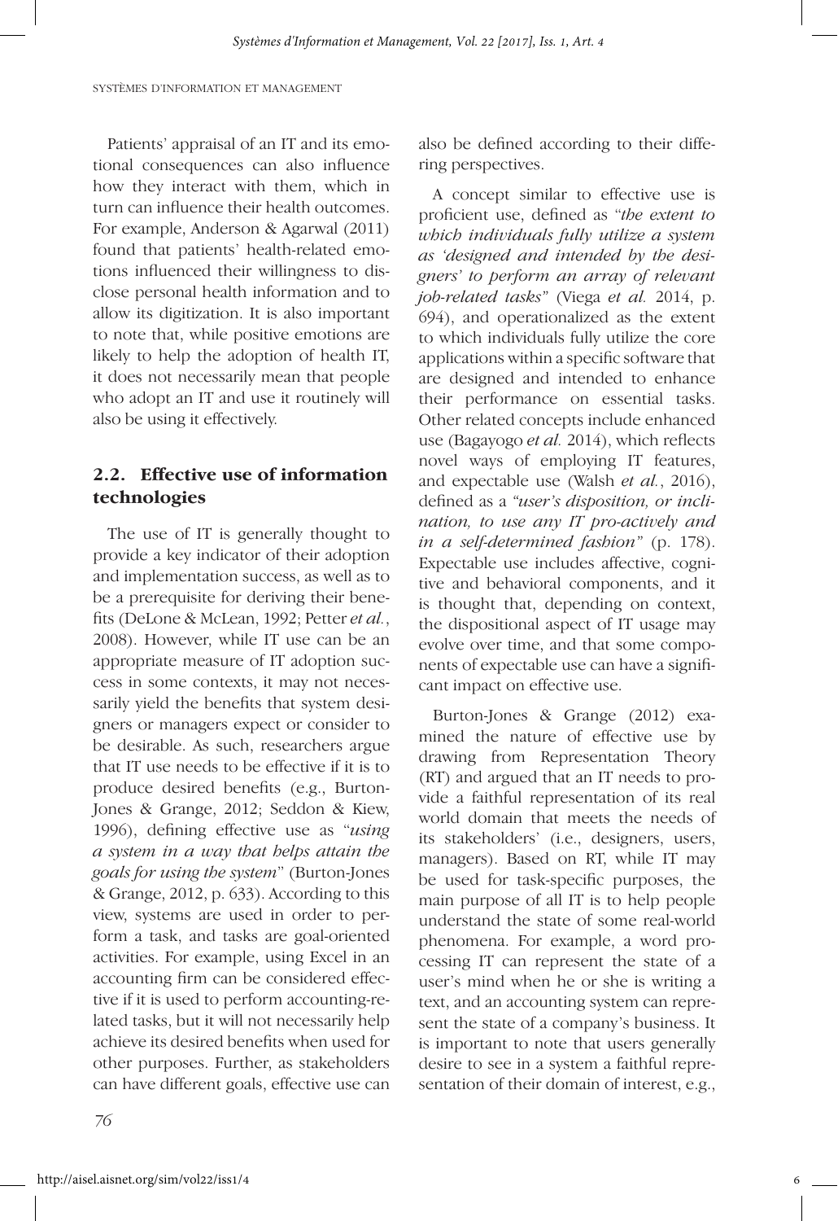Patients' appraisal of an IT and its emotional consequences can also influence how they interact with them, which in turn can influence their health outcomes. For example, Anderson & Agarwal (2011) found that patients' health-related emotions influenced their willingness to disclose personal health information and to allow its digitization. It is also important to note that, while positive emotions are likely to help the adoption of health IT, it does not necessarily mean that people who adopt an IT and use it routinely will also be using it effectively.

## 2.2. Effective use of information technologies

The use of IT is generally thought to provide a key indicator of their adoption and implementation success, as well as to be a prerequisite for deriving their benefits (DeLone & McLean, 1992; Petter *et al.*, 2008). However, while IT use can be an appropriate measure of IT adoption success in some contexts, it may not necessarily yield the benefits that system designers or managers expect or consider to be desirable. As such, researchers argue that IT use needs to be effective if it is to produce desired benefits (e.g., Burton-Jones & Grange, 2012; Seddon & Kiew, 1996), defining effective use as "*using a system in a way that helps attain the goals for using the system*" (Burton-Jones & Grange, 2012, p. 633). According to this view, systems are used in order to perform a task, and tasks are goal-oriented activities. For example, using Excel in an accounting firm can be considered effective if it is used to perform accounting-related tasks, but it will not necessarily help achieve its desired benefits when used for other purposes. Further, as stakeholders can have different goals, effective use can also be defined according to their differing perspectives.

A concept similar to effective use is proficient use, defined as "*the extent to which individuals fully utilize a system as 'designed and intended by the designers' to perform an array of relevant job-related tasks*" (Viega *et al.* 2014, p. 694), and operationalized as the extent to which individuals fully utilize the core applications within a specific software that are designed and intended to enhance their performance on essential tasks. Other related concepts include enhanced use (Bagayogo *et al.* 2014), which reflects novel ways of employing IT features, and expectable use (Walsh *et al.*, 2016), defined as a *"user's disposition, or inclination, to use any IT pro-actively and in a self-determined fashion"* (p. 178). Expectable use includes affective, cognitive and behavioral components, and it is thought that, depending on context, the dispositional aspect of IT usage may evolve over time, and that some components of expectable use can have a significant impact on effective use.

Burton-Jones & Grange (2012) examined the nature of effective use by drawing from Representation Theory (RT) and argued that an IT needs to provide a faithful representation of its real world domain that meets the needs of its stakeholders' (i.e., designers, users, managers). Based on RT, while IT may be used for task-specific purposes, the main purpose of all IT is to help people understand the state of some real-world phenomena. For example, a word processing IT can represent the state of a user's mind when he or she is writing a text, and an accounting system can represent the state of a company's business. It is important to note that users generally desire to see in a system a faithful representation of their domain of interest, e.g.,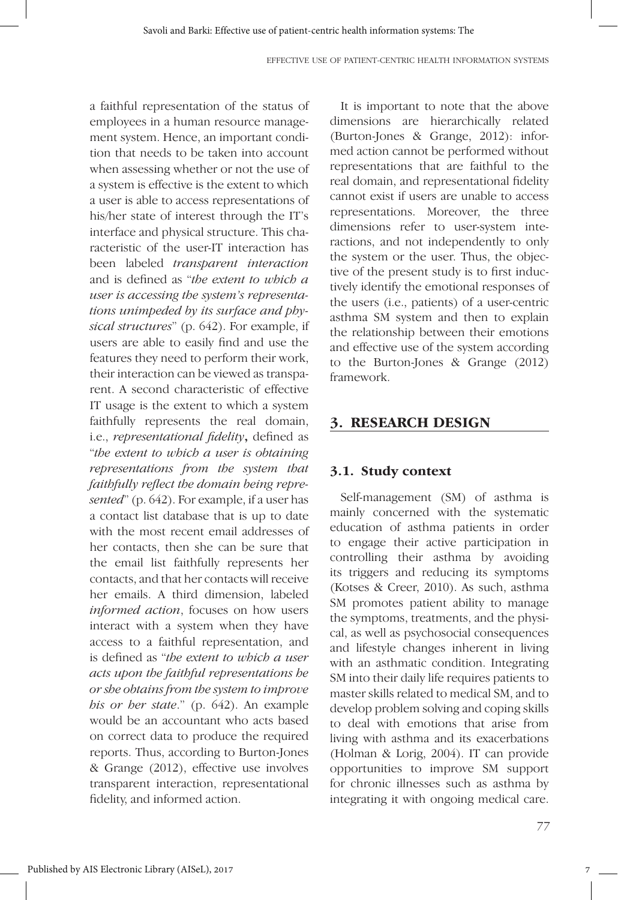a faithful representation of the status of employees in a human resource management system. Hence, an important condition that needs to be taken into account when assessing whether or not the use of a system is effective is the extent to which a user is able to access representations of his/her state of interest through the IT's interface and physical structure. This characteristic of the user-IT interaction has been labeled *transparent interaction* and is defined as "*the extent to which a user is accessing the system's representations unimpeded by its surface and physical structures*" (p. 642). For example, if users are able to easily find and use the features they need to perform their work, their interaction can be viewed as transparent. A second characteristic of effective IT usage is the extent to which a system faithfully represents the real domain, i.e., *representational fidelity***,** defined as "*the extent to which a user is obtaining representations from the system that faithfully reflect the domain being represented*" (p. 642). For example, if a user has a contact list database that is up to date with the most recent email addresses of her contacts, then she can be sure that the email list faithfully represents her contacts, and that her contacts will receive her emails. A third dimension, labeled *informed action*, focuses on how users interact with a system when they have access to a faithful representation, and is defined as "*the extent to which a user acts upon the faithful representations he or she obtains from the system to improve his or her state*." (p. 642). An example would be an accountant who acts based on correct data to produce the required reports. Thus, according to Burton-Jones & Grange (2012), effective use involves transparent interaction, representational fidelity, and informed action.

It is important to note that the above dimensions are hierarchically related (Burton-Jones & Grange, 2012): informed action cannot be performed without representations that are faithful to the real domain, and representational fidelity cannot exist if users are unable to access representations. Moreover, the three dimensions refer to user-system interactions, and not independently to only the system or the user. Thus, the objective of the present study is to first inductively identify the emotional responses of the users (i.e., patients) of a user-centric asthma SM system and then to explain the relationship between their emotions and effective use of the system according to the Burton-Jones & Grange (2012) framework.

## 3. RESEARCH DESIGN

### 3.1. Study context

Self-management (SM) of asthma is mainly concerned with the systematic education of asthma patients in order to engage their active participation in controlling their asthma by avoiding its triggers and reducing its symptoms (Kotses & Creer, 2010). As such, asthma SM promotes patient ability to manage the symptoms, treatments, and the physical, as well as psychosocial consequences and lifestyle changes inherent in living with an asthmatic condition. Integrating SM into their daily life requires patients to master skills related to medical SM, and to develop problem solving and coping skills to deal with emotions that arise from living with asthma and its exacerbations (Holman & Lorig, 2004). IT can provide opportunities to improve SM support for chronic illnesses such as asthma by integrating it with ongoing medical care.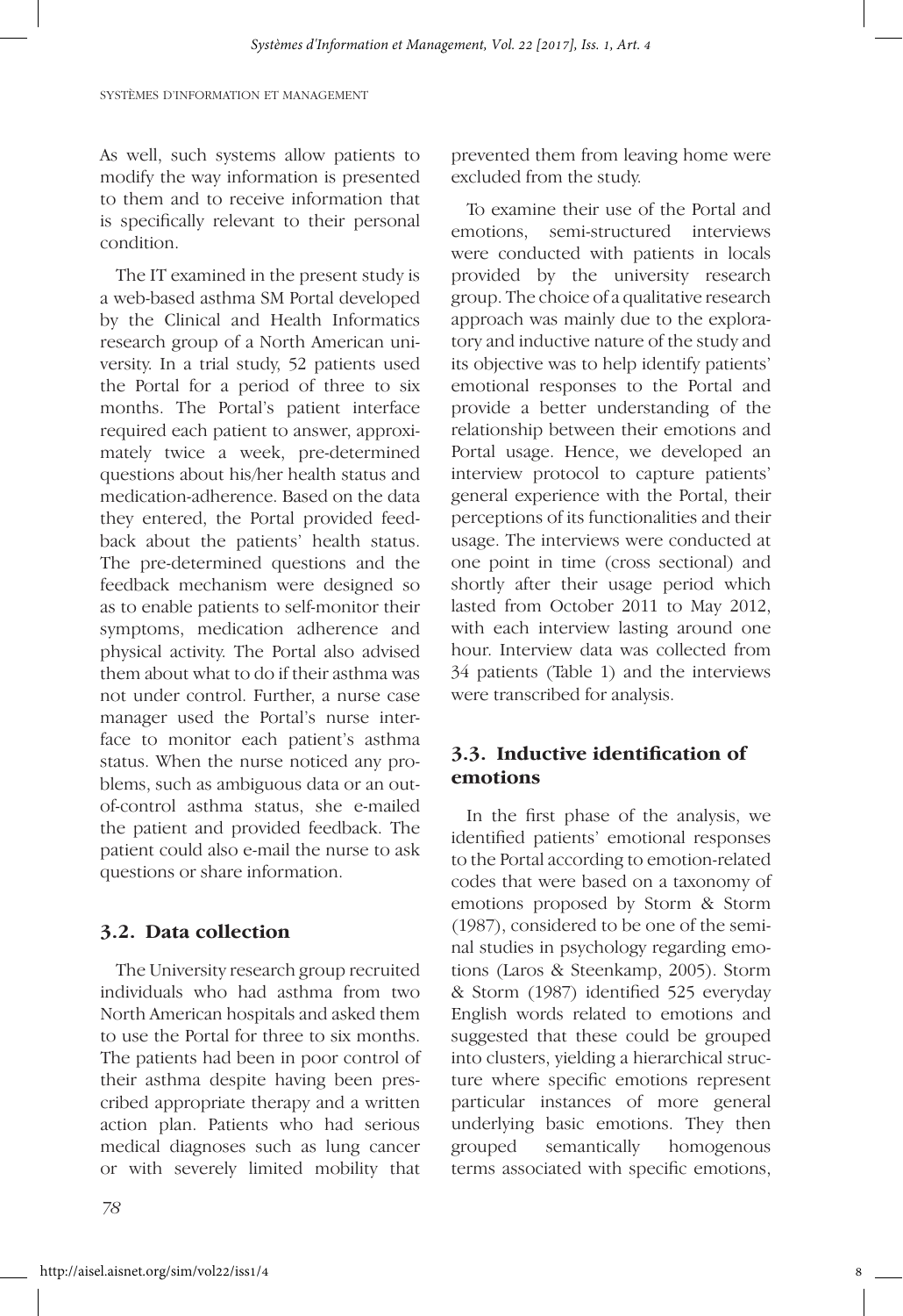As well, such systems allow patients to modify the way information is presented to them and to receive information that is specifically relevant to their personal condition.

The IT examined in the present study is a web-based asthma SM Portal developed by the Clinical and Health Informatics research group of a North American university. In a trial study, 52 patients used the Portal for a period of three to six months. The Portal's patient interface required each patient to answer, approximately twice a week, pre-determined questions about his/her health status and medication-adherence. Based on the data they entered, the Portal provided feedback about the patients' health status. The pre-determined questions and the feedback mechanism were designed so as to enable patients to self-monitor their symptoms, medication adherence and physical activity. The Portal also advised them about what to do if their asthma was not under control. Further, a nurse case manager used the Portal's nurse interface to monitor each patient's asthma status. When the nurse noticed any problems, such as ambiguous data or an out-of-control asthma status, she e-mailed the patient and provided feedback. The patient could also e-mail the nurse to ask questions or share information.

### 3.2. Data collection

The University research group recruited individuals who had asthma from two North American hospitals and asked them to use the Portal for three to six months. The patients had been in poor control of their asthma despite having been prescribed appropriate therapy and a written action plan. Patients who had serious medical diagnoses such as lung cancer or with severely limited mobility that prevented them from leaving home were excluded from the study.

To examine their use of the Portal and emotions, semi-structured interviews were conducted with patients in locals provided by the university research group. The choice of a qualitative research approach was mainly due to the exploratory and inductive nature of the study and its objective was to help identify patients' emotional responses to the Portal and provide a better understanding of the relationship between their emotions and Portal usage. Hence, we developed an interview protocol to capture patients' general experience with the Portal, their perceptions of its functionalities and their usage. The interviews were conducted at one point in time (cross sectional) and shortly after their usage period which lasted from October 2011 to May 2012, with each interview lasting around one hour. Interview data was collected from 34 patients (Table 1) and the interviews were transcribed for analysis.

### 3.3. Inductive identification of emotions

In the first phase of the analysis, we identified patients' emotional responses to the Portal according to emotion-related codes that were based on a taxonomy of emotions proposed by Storm & Storm (1987), considered to be one of the seminal studies in psychology regarding emotions (Laros & Steenkamp, 2005). Storm & Storm (1987) identified 525 everyday English words related to emotions and suggested that these could be grouped into clusters, yielding a hierarchical structure where specific emotions represent particular instances of more general underlying basic emotions. They then grouped semantically homogenous terms associated with specific emotions,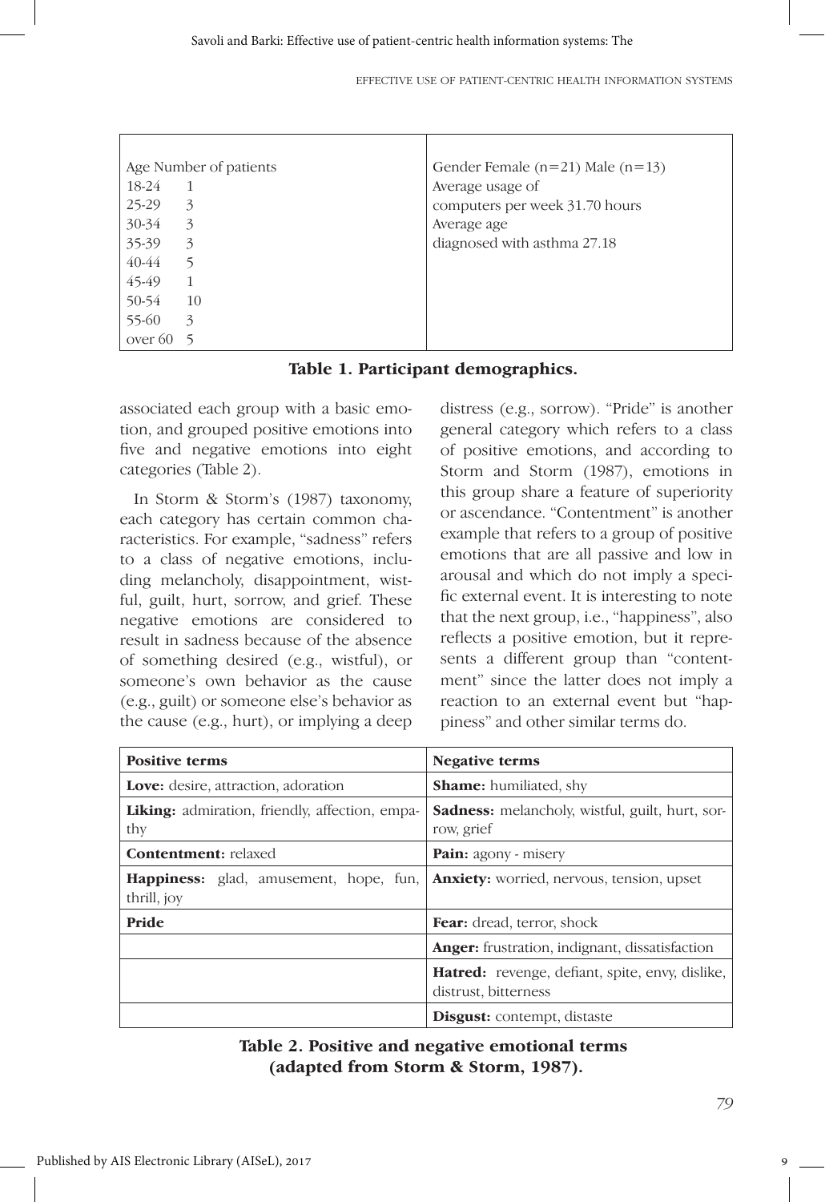| Age | Number of patients | Gender Female (n=21) Male (n=13) |
|---|---|---|
| 18-24 | 1 | Average usage of computers per week 31.70 hours |
| 25-29 | 3 | Average age diagnosed with asthma 27.18 |
| 30-34 | 3 | |
| 35-39 | 3 | |
| 40-44 | 5 | |
| 45-49 | 1 | |
| 50-54 | 10 | |
| 55-60 | 3 | |
| over 60 | 5 | |

**Table 1. Participant demographics.**

associated each group with a basic emotion, and grouped positive emotions into five and negative emotions into eight categories (Table 2).

In Storm & Storm's (1987) taxonomy, each category has certain common characteristics. For example, "sadness" refers to a class of negative emotions, including melancholy, disappointment, wistful, guilt, hurt, sorrow, and grief. These negative emotions are considered to result in sadness because of the absence of something desired (e.g., wistful), or someone's own behavior as the cause (e.g., guilt) or someone else's behavior as the cause (e.g., hurt), or implying a deep distress (e.g., sorrow). "Pride" is another general category which refers to a class of positive emotions, and according to Storm and Storm (1987), emotions in this group share a feature of superiority or ascendance. "Contentment" is another example that refers to a group of positive emotions that are all passive and low in arousal and which do not imply a specific external event. It is interesting to note that the next group, i.e., "happiness", also reflects a positive emotion, but it represents a different group than "contentment" since the latter does not imply a reaction to an external event but "happiness" and other similar terms do.

| Positive terms | Negative terms |
|---|---|
| **Love:** desire, attraction, adoration | **Shame:** humiliated, shy |
| **Liking:** admiration, friendly, affection, empathy | **Sadness:** melancholy, wistful, guilt, hurt, sorrow, grief |
| **Contentment:** relaxed | **Pain:** agony - misery |
| **Happiness:** glad, amusement, hope, fun, thrill, joy | **Anxiety:** worried, nervous, tension, upset |
| **Pride** | **Fear:** dread, terror, shock |
| | **Anger:** frustration, indignant, dissatisfaction |
| | **Hatred:** revenge, defiant, spite, envy, dislike, distrust, bitterness |
| | **Disgust:** contempt, distaste |

**Table 2. Positive and negative emotional terms (adapted from Storm & Storm, 1987).**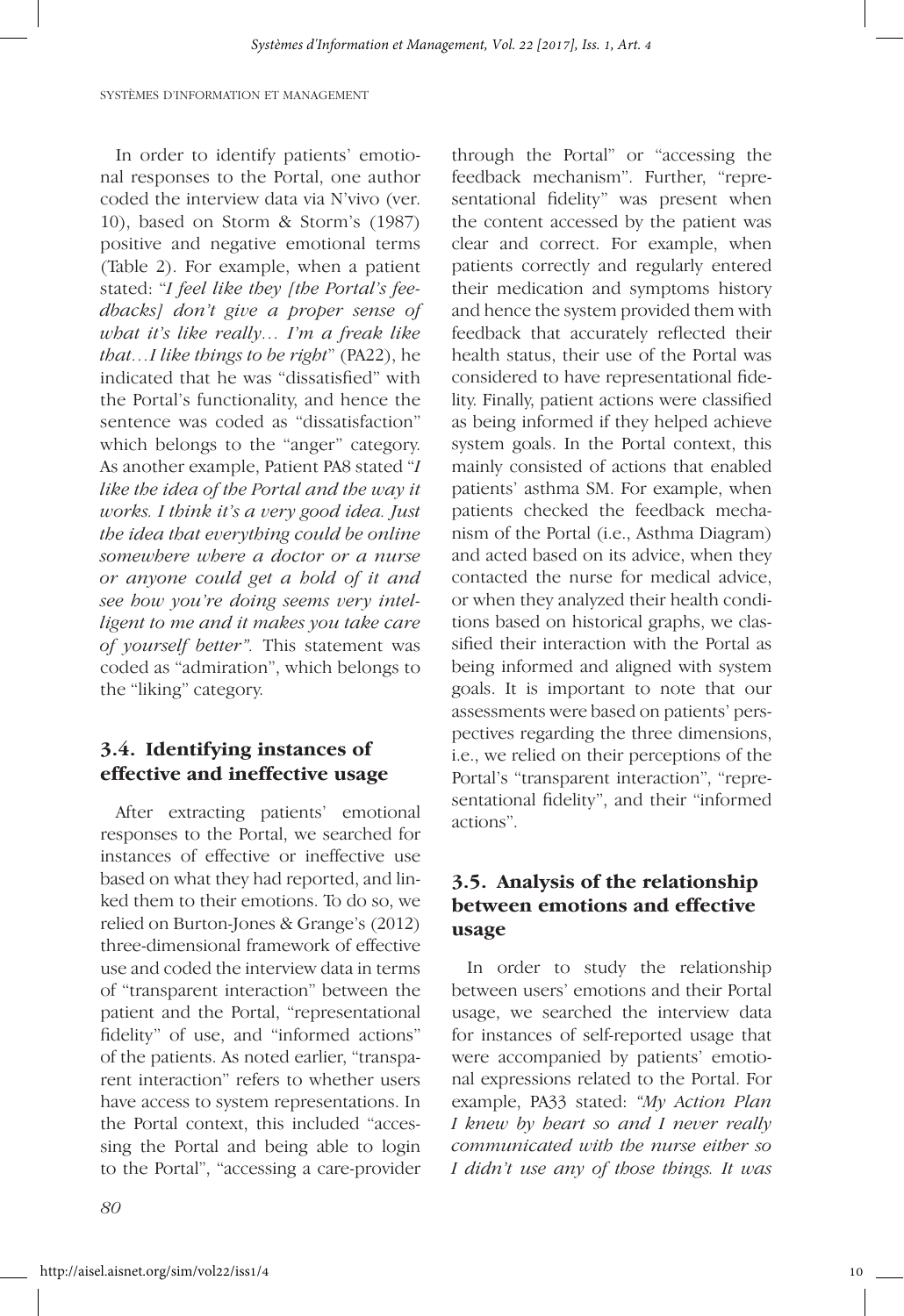In order to identify patients' emotional responses to the Portal, one author coded the interview data via N'vivo (ver. 10), based on Storm & Storm's (1987) positive and negative emotional terms (Table 2). For example, when a patient stated: "*I feel like they [the Portal's feedbacks] don't give a proper sense of what it's like really… I'm a freak like that…I like things to be right*" (PA22), he indicated that he was "dissatisfied" with the Portal's functionality, and hence the sentence was coded as "dissatisfaction" which belongs to the "anger" category. As another example, Patient PA8 stated "*I like the idea of the Portal and the way it works. I think it's a very good idea. Just the idea that everything could be online somewhere where a doctor or a nurse or anyone could get a hold of it and see how you're doing seems very intelligent to me and it makes you take care of yourself better".* This statement was coded as "admiration", which belongs to the "liking" category.

### 3.4. Identifying instances of effective and ineffective usage

After extracting patients' emotional responses to the Portal, we searched for instances of effective or ineffective use based on what they had reported, and linked them to their emotions. To do so, we relied on Burton-Jones & Grange's (2012) three-dimensional framework of effective use and coded the interview data in terms of "transparent interaction" between the patient and the Portal, "representational fidelity" of use, and "informed actions" of the patients. As noted earlier, "transparent interaction" refers to whether users have access to system representations. In the Portal context, this included "accessing the Portal and being able to login to the Portal", "accessing a care-provider through the Portal" or "accessing the feedback mechanism". Further, "representational fidelity" was present when the content accessed by the patient was clear and correct. For example, when patients correctly and regularly entered their medication and symptoms history and hence the system provided them with feedback that accurately reflected their health status, their use of the Portal was considered to have representational fidelity. Finally, patient actions were classified as being informed if they helped achieve system goals. In the Portal context, this mainly consisted of actions that enabled patients' asthma SM. For example, when patients checked the feedback mechanism of the Portal (i.e., Asthma Diagram) and acted based on its advice, when they contacted the nurse for medical advice, or when they analyzed their health conditions based on historical graphs, we classified their interaction with the Portal as being informed and aligned with system goals. It is important to note that our assessments were based on patients' perspectives regarding the three dimensions, i.e., we relied on their perceptions of the Portal's "transparent interaction", "representational fidelity", and their "informed actions".

### 3.5. Analysis of the relationship between emotions and effective usage

In order to study the relationship between users' emotions and their Portal usage, we searched the interview data for instances of self-reported usage that were accompanied by patients' emotional expressions related to the Portal. For example, PA33 stated: *"My Action Plan I knew by heart so and I never really communicated with the nurse either so I didn't use any of those things. It was*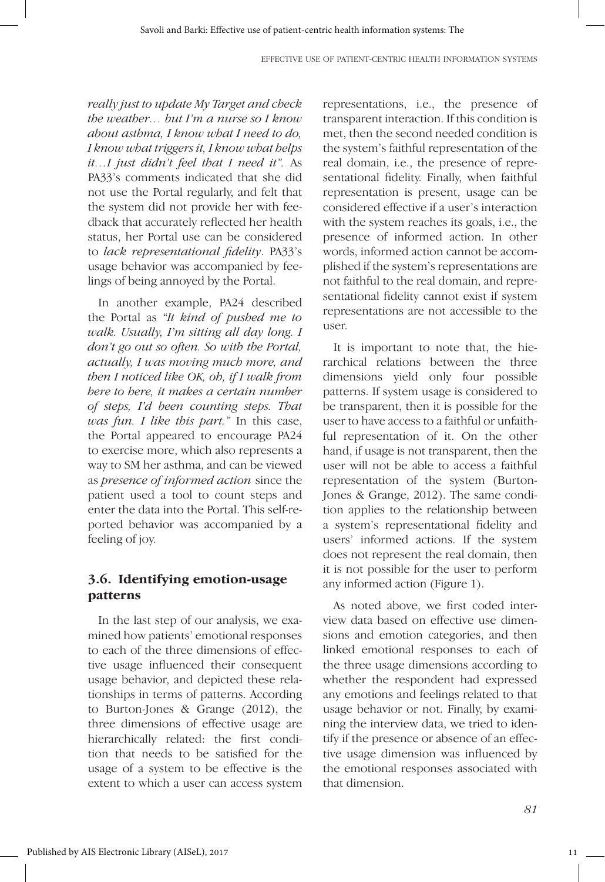*really just to update My Target and check the weather… but I'm a nurse so I know about asthma, I know what I need to do, I know what triggers it, I know what helps it…I just didn't feel that I need it".* As PA33's comments indicated that she did not use the Portal regularly, and felt that the system did not provide her with feedback that accurately reflected her health status, her Portal use can be considered to *lack representational fidelity*. PA33's usage behavior was accompanied by feelings of being annoyed by the Portal.

In another example, PA24 described the Portal as *"It kind of pushed me to walk. Usually, I'm sitting all day long. I don't go out so often. So with the Portal, actually, I was moving much more, and then I noticed like OK, oh, if I walk from here to here, it makes a certain number of steps, I'd been counting steps. That was fun. I like this part."* In this case, the Portal appeared to encourage PA24 to exercise more, which also represents a way to SM her asthma, and can be viewed as *presence of informed action* since the patient used a tool to count steps and enter the data into the Portal. This self-reported behavior was accompanied by a feeling of joy.

### 3.6. Identifying emotion-usage patterns

In the last step of our analysis, we examined how patients' emotional responses to each of the three dimensions of effective usage influenced their consequent usage behavior, and depicted these relationships in terms of patterns. According to Burton-Jones & Grange (2012), the three dimensions of effective usage are hierarchically related: the first condition that needs to be satisfied for the usage of a system to be effective is the extent to which a user can access system representations, i.e., the presence of transparent interaction. If this condition is met, then the second needed condition is the system's faithful representation of the real domain, i.e., the presence of representational fidelity. Finally, when faithful representation is present, usage can be considered effective if a user's interaction with the system reaches its goals, i.e., the presence of informed action. In other words, informed action cannot be accomplished if the system's representations are not faithful to the real domain, and representational fidelity cannot exist if system representations are not accessible to the user.

It is important to note that, the hierarchical relations between the three dimensions yield only four possible patterns. If system usage is considered to be transparent, then it is possible for the user to have access to a faithful or unfaithful representation of it. On the other hand, if usage is not transparent, then the user will not be able to access a faithful representation of the system (Burton-Jones & Grange, 2012). The same condition applies to the relationship between a system's representational fidelity and users' informed actions. If the system does not represent the real domain, then it is not possible for the user to perform any informed action (Figure 1).

As noted above, we first coded interview data based on effective use dimensions and emotion categories, and then linked emotional responses to each of the three usage dimensions according to whether the respondent had expressed any emotions and feelings related to that usage behavior or not. Finally, by examining the interview data, we tried to identify if the presence or absence of an effective usage dimension was influenced by the emotional responses associated with that dimension.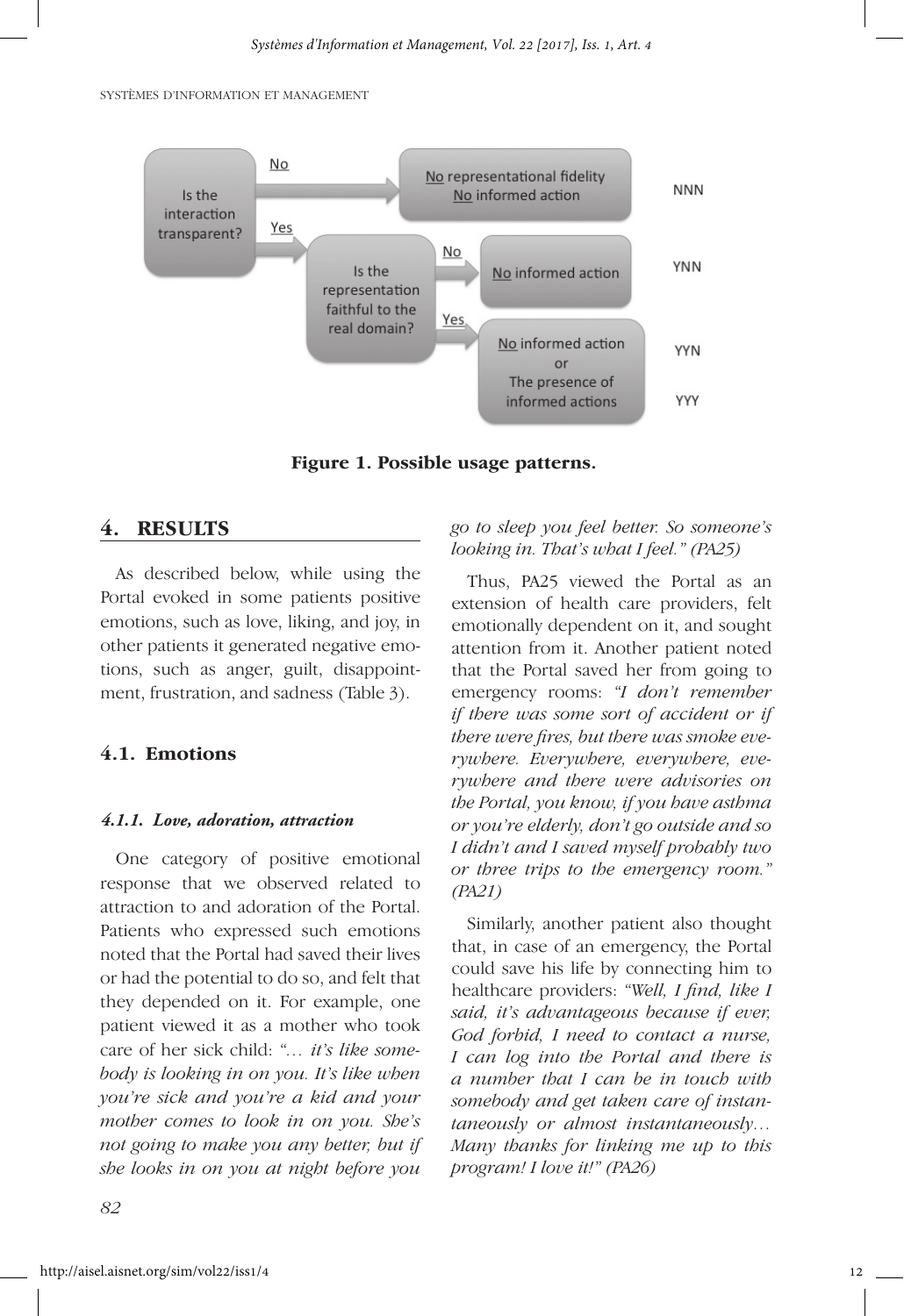Figure 1. Possible usage patterns.

## 4. RESULTS

As described below, while using the Portal evoked in some patients positive emotions, such as love, liking, and joy, in other patients it generated negative emotions, such as anger, guilt, disappointment, frustration, and sadness (Table 3).

### 4.1. Emotions

#### *4.1.1. Love, adoration, attraction*

One category of positive emotional response that we observed related to attraction to and adoration of the Portal. Patients who expressed such emotions noted that the Portal had saved their lives or had the potential to do so, and felt that they depended on it. For example, one patient viewed it as a mother who took care of her sick child: *"… it's like somebody is looking in on you. It's like when you're sick and you're a kid and your mother comes to look in on you. She's not going to make you any better, but if she looks in on you at night before you go to sleep you feel better. So someone's looking in. That's what I feel." (PA25)*

Thus, PA25 viewed the Portal as an extension of health care providers, felt emotionally dependent on it, and sought attention from it. Another patient noted that the Portal saved her from going to emergency rooms: *"I don't remember if there was some sort of accident or if there were fires, but there was smoke everywhere. Everywhere, everywhere, everywhere and there were advisories on the Portal, you know, if you have asthma or you're elderly, don't go outside and so I didn't and I saved myself probably two or three trips to the emergency room." (PA21)*

Similarly, another patient also thought that, in case of an emergency, the Portal could save his life by connecting him to healthcare providers: *"Well, I find, like I said, it's advantageous because if ever, God forbid, I need to contact a nurse, I can log into the Portal and there is a number that I can be in touch with somebody and get taken care of instantaneously or almost instantaneously… Many thanks for linking me up to this program! I love it!" (PA26)*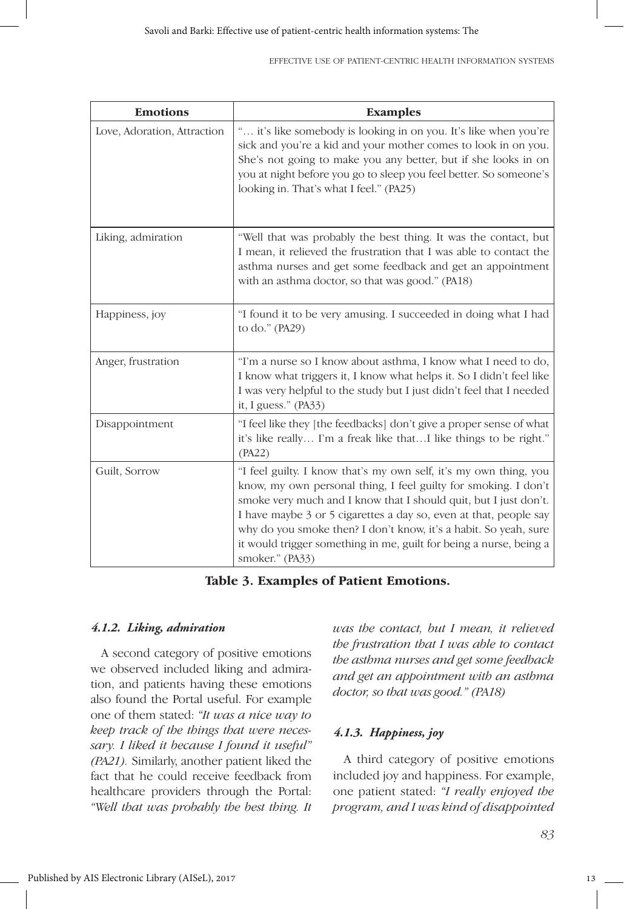| Emotions | Examples |
|---|---|
| Love, Adoration, Attraction | "… it's like somebody is looking in on you. It's like when you're sick and you're a kid and your mother comes to look in on you. She's not going to make you any better, but if she looks in on you at night before you go to sleep you feel better. So someone's looking in. That's what I feel." (PA25) |
| Liking, admiration | "Well that was probably the best thing. It was the contact, but I mean, it relieved the frustration that I was able to contact the asthma nurses and get some feedback and get an appointment with an asthma doctor, so that was good." (PA18) |
| Happiness, joy | "I found it to be very amusing. I succeeded in doing what I had to do." (PA29) |
| Anger, frustration | "I'm a nurse so I know about asthma, I know what I need to do, I know what triggers it, I know what helps it. So I didn't feel like I was very helpful to the study but I just didn't feel that I needed it, I guess." (PA33) |
| Disappointment | "I feel like they [the feedbacks] don't give a proper sense of what it's like really… I'm a freak like that…I like things to be right." (PA22) |
| Guilt, Sorrow | "I feel guilty. I know that's my own self, it's my own thing, you know, my own personal thing, I feel guilty for smoking. I don't smoke very much and I know that I should quit, but I just don't. I have maybe 3 or 5 cigarettes a day so, even at that, people say why do you smoke then? I don't know, it's a habit. So yeah, sure it would trigger something in me, guilt for being a nurse, being a smoker." (PA33) |

**Table 3. Examples of Patient Emotions.**

#### *4.1.2. Liking, admiration*

A second category of positive emotions we observed included liking and admiration, and patients having these emotions also found the Portal useful. For example one of them stated: *"It was a nice way to keep track of the things that were necessary. I liked it because I found it useful" (PA21).* Similarly, another patient liked the fact that he could receive feedback from healthcare providers through the Portal: *"Well that was probably the best thing. It was the contact, but I mean, it relieved the frustration that I was able to contact the asthma nurses and get some feedback and get an appointment with an asthma doctor, so that was good." (PA18)*

#### *4.1.3. Happiness, joy*

A third category of positive emotions included joy and happiness. For example, one patient stated: *"I really enjoyed the program, and I was kind of disappointed*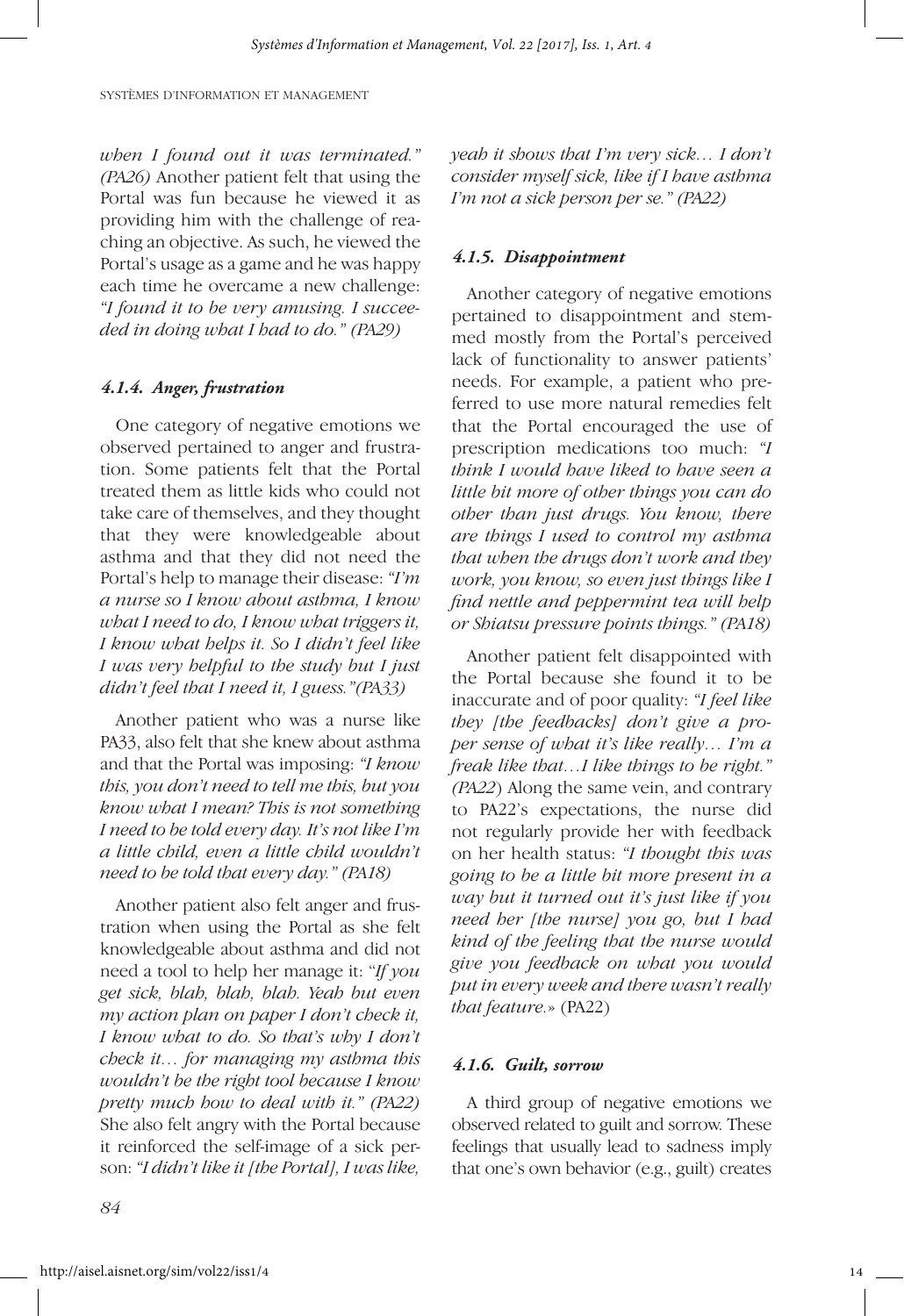*when I found out it was terminated." (PA26)* Another patient felt that using the Portal was fun because he viewed it as providing him with the challenge of reaching an objective. As such, he viewed the Portal's usage as a game and he was happy each time he overcame a new challenge: *"I found it to be very amusing. I succeeded in doing what I had to do." (PA29)*

#### *4.1.4. Anger, frustration*

One category of negative emotions we observed pertained to anger and frustration. Some patients felt that the Portal treated them as little kids who could not take care of themselves, and they thought that they were knowledgeable about asthma and that they did not need the Portal's help to manage their disease: *"I'm a nurse so I know about asthma, I know what I need to do, I know what triggers it, I know what helps it. So I didn't feel like I was very helpful to the study but I just didn't feel that I need it, I guess."(PA33)*

Another patient who was a nurse like PA33, also felt that she knew about asthma and that the Portal was imposing: *"I know this, you don't need to tell me this, but you know what I mean? This is not something I need to be told every day. It's not like I'm a little child, even a little child wouldn't need to be told that every day." (PA18)*

Another patient also felt anger and frustration when using the Portal as she felt knowledgeable about asthma and did not need a tool to help her manage it: "*If you get sick, blah, blah, blah. Yeah but even my action plan on paper I don't check it, I know what to do. So that's why I don't check it… for managing my asthma this wouldn't be the right tool because I know pretty much how to deal with it." (PA22)* She also felt angry with the Portal because it reinforced the self-image of a sick person: *"I didn't like it [the Portal], I was like, yeah it shows that I'm very sick… I don't consider myself sick, like if I have asthma I'm not a sick person per se." (PA22)*

#### *4.1.5. Disappointment*

Another category of negative emotions pertained to disappointment and stemmed mostly from the Portal's perceived lack of functionality to answer patients' needs. For example, a patient who preferred to use more natural remedies felt that the Portal encouraged the use of prescription medications too much: *"I think I would have liked to have seen a little bit more of other things you can do other than just drugs. You know, there are things I used to control my asthma that when the drugs don't work and they work, you know, so even just things like I find nettle and peppermint tea will help or Shiatsu pressure points things." (PA18)*

Another patient felt disappointed with the Portal because she found it to be inaccurate and of poor quality: *"I feel like they [the feedbacks] don't give a proper sense of what it's like really… I'm a freak like that…I like things to be right." (PA22)* Along the same vein, and contrary to PA22's expectations, the nurse did not regularly provide her with feedback on her health status: *"I thought this was going to be a little bit more present in a way but it turned out it's just like if you need her [the nurse] you go, but I had kind of the feeling that the nurse would give you feedback on what you would put in every week and there wasn't really that feature.»* (PA22)

#### *4.1.6. Guilt, sorrow*

A third group of negative emotions we observed related to guilt and sorrow. These feelings that usually lead to sadness imply that one's own behavior (e.g., guilt) creates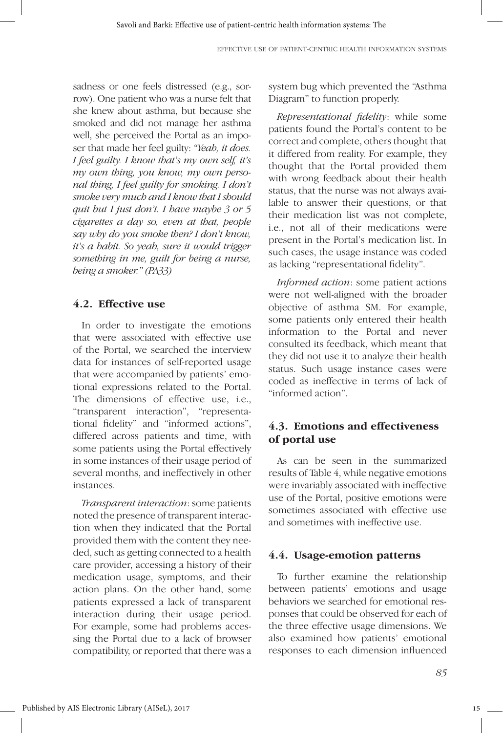sadness or one feels distressed (e.g., sorrow). One patient who was a nurse felt that she knew about asthma, but because she smoked and did not manage her asthma well, she perceived the Portal as an imposer that made her feel guilty: *"Yeah, it does. I feel guilty. I know that's my own self, it's my own thing, you know, my own personal thing, I feel guilty for smoking. I don't smoke very much and I know that I should quit but I just don't. I have maybe 3 or 5 cigarettes a day so, even at that, people say why do you smoke then? I don't know, it's a habit. So yeah, sure it would trigger something in me, guilt for being a nurse, being a smoker." (PA33)*

## 4.2. Effective use

In order to investigate the emotions that were associated with effective use of the Portal, we searched the interview data for instances of self-reported usage that were accompanied by patients' emotional expressions related to the Portal. The dimensions of effective use, i.e., "transparent interaction", "representational fidelity" and "informed actions", differed across patients and time, with some patients using the Portal effectively in some instances of their usage period of several months, and ineffectively in other instances.

*Transparent interaction*: some patients noted the presence of transparent interaction when they indicated that the Portal provided them with the content they needed, such as getting connected to a health care provider, accessing a history of their medication usage, symptoms, and their action plans. On the other hand, some patients expressed a lack of transparent interaction during their usage period. For example, some had problems accessing the Portal due to a lack of browser compatibility, or reported that there was a system bug which prevented the "Asthma Diagram" to function properly.

*Representational fidelity*: while some patients found the Portal's content to be correct and complete, others thought that it differed from reality. For example, they thought that the Portal provided them with wrong feedback about their health status, that the nurse was not always available to answer their questions, or that their medication list was not complete, i.e., not all of their medications were present in the Portal's medication list. In such cases, the usage instance was coded as lacking "representational fidelity".

*Informed action*: some patient actions were not well-aligned with the broader objective of asthma SM. For example, some patients only entered their health information to the Portal and never consulted its feedback, which meant that they did not use it to analyze their health status. Such usage instance cases were coded as ineffective in terms of lack of "informed action".

## 4.3. Emotions and effectiveness of portal use

As can be seen in the summarized results of Table 4, while negative emotions were invariably associated with ineffective use of the Portal, positive emotions were sometimes associated with effective use and sometimes with ineffective use.

## 4.4. Usage-emotion patterns

To further examine the relationship between patients' emotions and usage behaviors we searched for emotional responses that could be observed for each of the three effective usage dimensions. We also examined how patients' emotional responses to each dimension influenced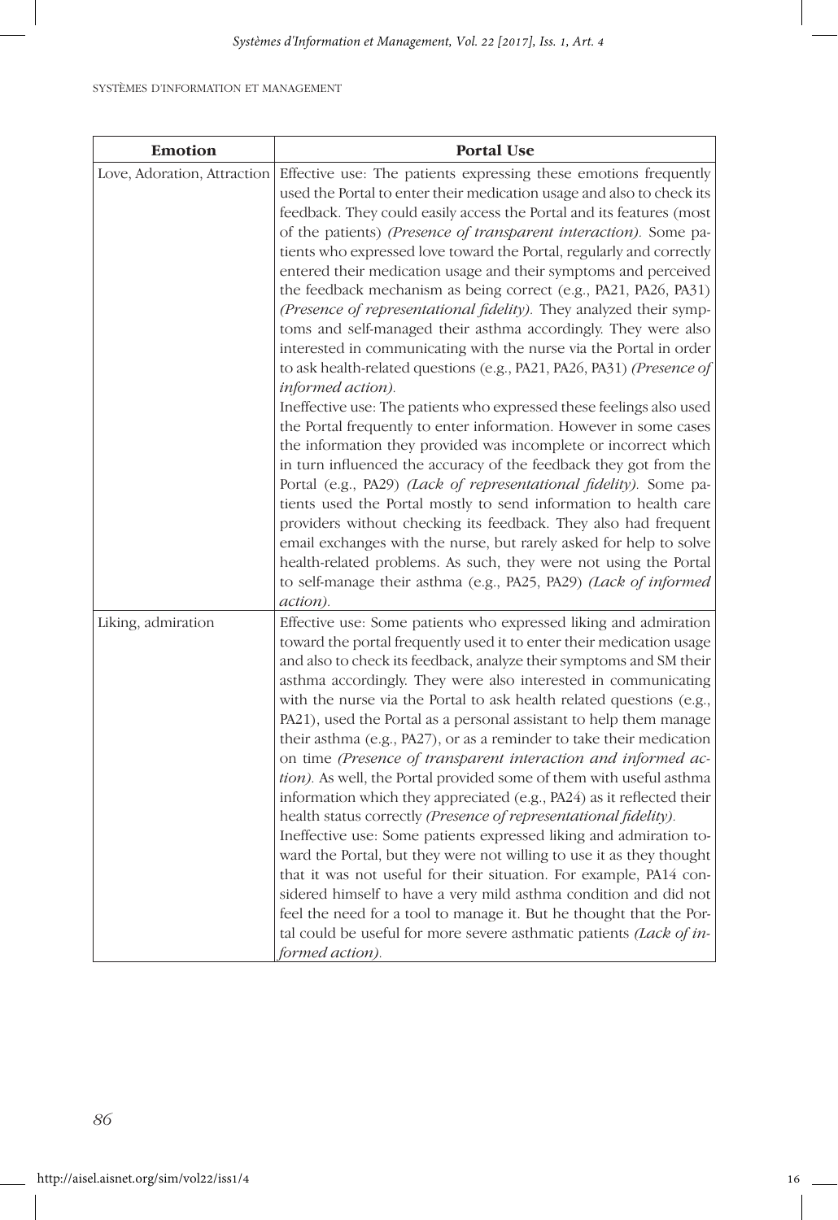| Emotion | Portal Use |
| --- | --- |
| Love, Adoration, Attraction | Effective use: The patients expressing these emotions frequently used the Portal to enter their medication usage and also to check its feedback. They could easily access the Portal and its features (most of the patients) *(Presence of transparent interaction)*. Some patients who expressed love toward the Portal, regularly and correctly entered their medication usage and their symptoms and perceived the feedback mechanism as being correct (e.g., PA21, PA26, PA31) *(Presence of representational fidelity)*. They analyzed their symptoms and self-managed their asthma accordingly. They were also interested in communicating with the nurse via the Portal in order to ask health-related questions (e.g., PA21, PA26, PA31) *(Presence of informed action)*.<br>Ineffective use: The patients who expressed these feelings also used the Portal frequently to enter information. However in some cases the information they provided was incomplete or incorrect which in turn influenced the accuracy of the feedback they got from the Portal (e.g., PA29) *(Lack of representational fidelity)*. Some patients used the Portal mostly to send information to health care providers without checking its feedback. They also had frequent email exchanges with the nurse, but rarely asked for help to solve health-related problems. As such, they were not using the Portal to self-manage their asthma (e.g., PA25, PA29) *(Lack of informed action)*. |
| Liking, admiration | Effective use: Some patients who expressed liking and admiration toward the portal frequently used it to enter their medication usage and also to check its feedback, analyze their symptoms and SM their asthma accordingly. They were also interested in communicating with the nurse via the Portal to ask health related questions (e.g., PA21), used the Portal as a personal assistant to help them manage their asthma (e.g., PA27), or as a reminder to take their medication on time *(Presence of transparent interaction and informed action)*. As well, the Portal provided some of them with useful asthma information which they appreciated (e.g., PA24) as it reflected their health status correctly *(Presence of representational fidelity)*.<br>Ineffective use: Some patients expressed liking and admiration toward the Portal, but they were not willing to use it as they thought that it was not useful for their situation. For example, PA14 considered himself to have a very mild asthma condition and did not feel the need for a tool to manage it. But he thought that the Portal could be useful for more severe asthmatic patients *(Lack of informed action)*. |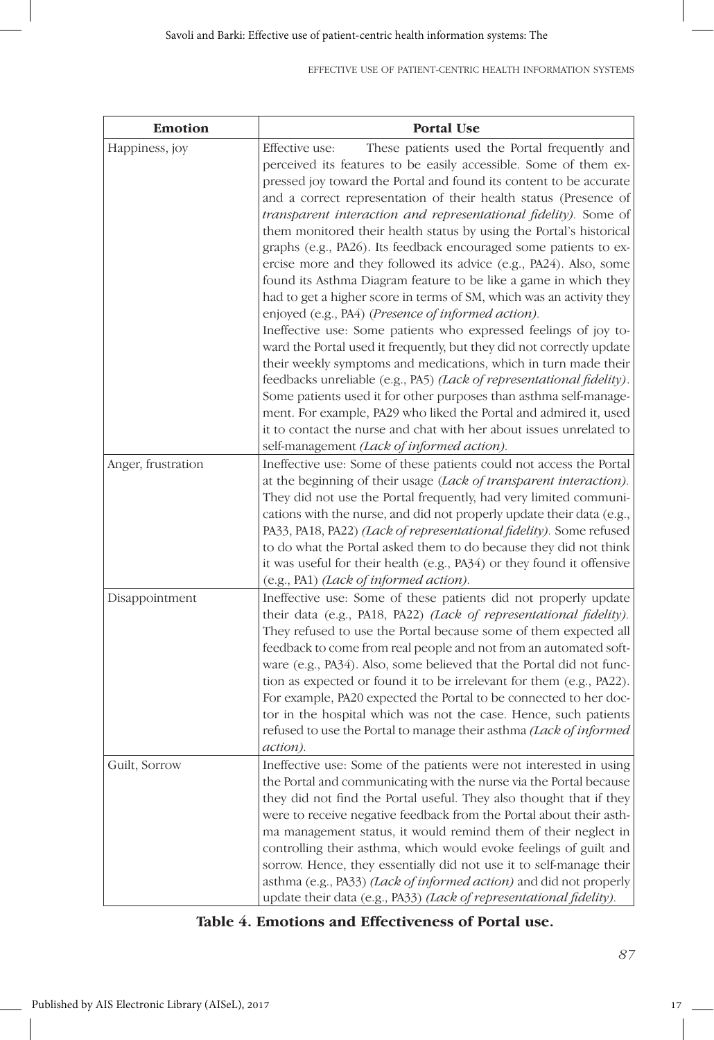| **Emotion** | **Portal Use** |
|---|---|
| Happiness, joy | Effective use: These patients used the Portal frequently and perceived its features to be easily accessible. Some of them expressed joy toward the Portal and found its content to be accurate and a correct representation of their health status (Presence of *transparent interaction and representational fidelity).* Some of them monitored their health status by using the Portal's historical graphs (e.g., PA26). Its feedback encouraged some patients to exercise more and they followed its advice (e.g., PA24). Also, some found its Asthma Diagram feature to be like a game in which they had to get a higher score in terms of SM, which was an activity they enjoyed (e.g., PA4) (*Presence of informed action).* Ineffective use: Some patients who expressed feelings of joy toward the Portal used it frequently, but they did not correctly update their weekly symptoms and medications, which in turn made their feedbacks unreliable (e.g., PA5) *(Lack of representational fidelity)*. Some patients used it for other purposes than asthma self-management. For example, PA29 who liked the Portal and admired it, used it to contact the nurse and chat with her about issues unrelated to self-management *(Lack of informed action).* |
| Anger, frustration | Ineffective use: Some of these patients could not access the Portal at the beginning of their usage (*Lack of transparent interaction).* They did not use the Portal frequently, had very limited communications with the nurse, and did not properly update their data (e.g., PA33, PA18, PA22) *(Lack of representational fidelity).* Some refused to do what the Portal asked them to do because they did not think it was useful for their health (e.g., PA34) or they found it offensive (e.g., PA1) *(Lack of informed action).* |
| Disappointment | Ineffective use: Some of these patients did not properly update their data (e.g., PA18, PA22) *(Lack of representational fidelity).* They refused to use the Portal because some of them expected all feedback to come from real people and not from an automated software (e.g., PA34). Also, some believed that the Portal did not function as expected or found it to be irrelevant for them (e.g., PA22). For example, PA20 expected the Portal to be connected to her doctor in the hospital which was not the case. Hence, such patients refused to use the Portal to manage their asthma *(Lack of informed action).* |
| Guilt, Sorrow | Ineffective use: Some of the patients were not interested in using the Portal and communicating with the nurse via the Portal because they did not find the Portal useful. They also thought that if they were to receive negative feedback from the Portal about their asthma management status, it would remind them of their neglect in controlling their asthma, which would evoke feelings of guilt and sorrow. Hence, they essentially did not use it to self-manage their asthma (e.g., PA33) *(Lack of informed action)* and did not properly update their data (e.g., PA33) *(Lack of representational fidelity).* |

**Table 4. Emotions and Effectiveness of Portal use.**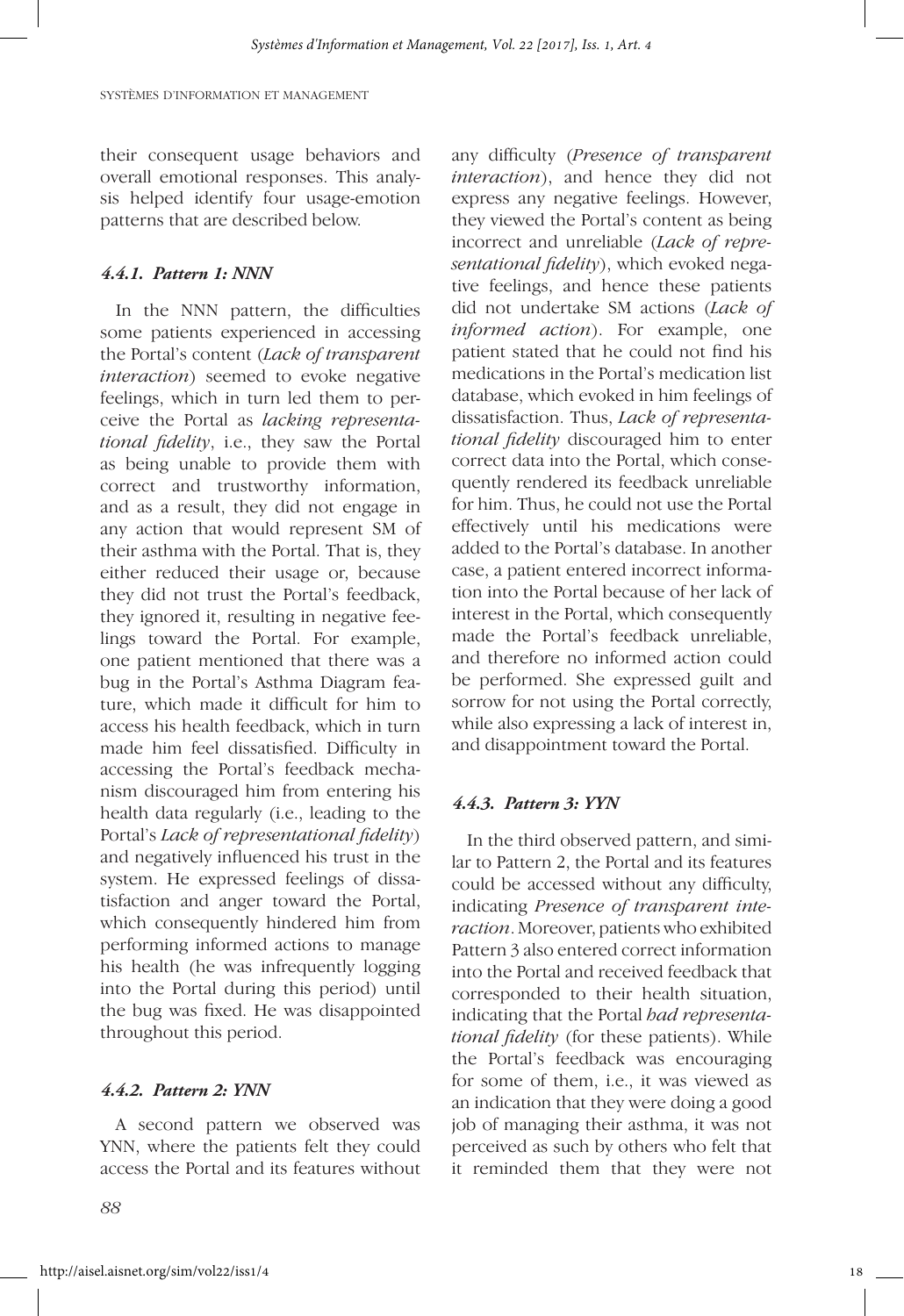their consequent usage behaviors and overall emotional responses. This analysis helped identify four usage-emotion patterns that are described below.

#### *4.4.1. Pattern 1: NNN*

In the NNN pattern, the difficulties some patients experienced in accessing the Portal's content (*Lack of transparent interaction*) seemed to evoke negative feelings, which in turn led them to perceive the Portal as *lacking representational fidelity*, i.e., they saw the Portal as being unable to provide them with correct and trustworthy information, and as a result, they did not engage in any action that would represent SM of their asthma with the Portal. That is, they either reduced their usage or, because they did not trust the Portal's feedback, they ignored it, resulting in negative feelings toward the Portal. For example, one patient mentioned that there was a bug in the Portal's Asthma Diagram feature, which made it difficult for him to access his health feedback, which in turn made him feel dissatisfied. Difficulty in accessing the Portal's feedback mechanism discouraged him from entering his health data regularly (i.e., leading to the Portal's *Lack of representational fidelity*) and negatively influenced his trust in the system. He expressed feelings of dissatisfaction and anger toward the Portal, which consequently hindered him from performing informed actions to manage his health (he was infrequently logging into the Portal during this period) until the bug was fixed. He was disappointed throughout this period.

#### *4.4.2. Pattern 2: YNN*

A second pattern we observed was YNN, where the patients felt they could access the Portal and its features without any difficulty (*Presence of transparent interaction*), and hence they did not express any negative feelings. However, they viewed the Portal's content as being incorrect and unreliable (*Lack of representational fidelity*), which evoked negative feelings, and hence these patients did not undertake SM actions (*Lack of informed action*). For example, one patient stated that he could not find his medications in the Portal's medication list database, which evoked in him feelings of dissatisfaction. Thus, *Lack of representational fidelity* discouraged him to enter correct data into the Portal, which consequently rendered its feedback unreliable for him. Thus, he could not use the Portal effectively until his medications were added to the Portal's database. In another case, a patient entered incorrect information into the Portal because of her lack of interest in the Portal, which consequently made the Portal's feedback unreliable, and therefore no informed action could be performed. She expressed guilt and sorrow for not using the Portal correctly, while also expressing a lack of interest in, and disappointment toward the Portal.

#### *4.4.3. Pattern 3: YYN*

In the third observed pattern, and similar to Pattern 2, the Portal and its features could be accessed without any difficulty, indicating *Presence of transparent interaction*. Moreover, patients who exhibited Pattern 3 also entered correct information into the Portal and received feedback that corresponded to their health situation, indicating that the Portal *had representational fidelity* (for these patients). While the Portal's feedback was encouraging for some of them, i.e., it was viewed as an indication that they were doing a good job of managing their asthma, it was not perceived as such by others who felt that it reminded them that they were not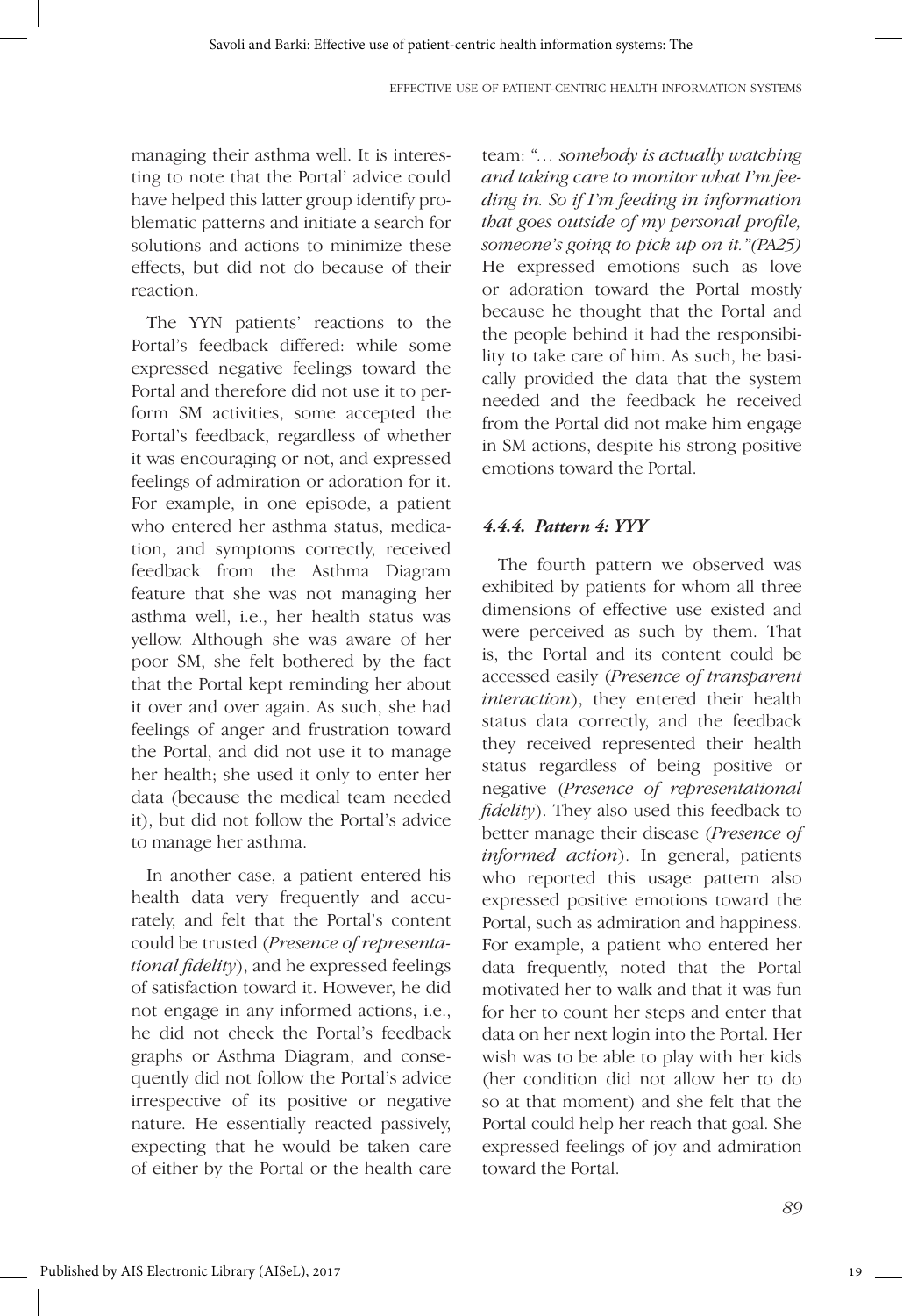managing their asthma well. It is interesting to note that the Portal' advice could have helped this latter group identify problematic patterns and initiate a search for solutions and actions to minimize these effects, but did not do because of their reaction.

The YYN patients' reactions to the Portal's feedback differed: while some expressed negative feelings toward the Portal and therefore did not use it to perform SM activities, some accepted the Portal's feedback, regardless of whether it was encouraging or not, and expressed feelings of admiration or adoration for it. For example, in one episode, a patient who entered her asthma status, medication, and symptoms correctly, received feedback from the Asthma Diagram feature that she was not managing her asthma well, i.e., her health status was yellow. Although she was aware of her poor SM, she felt bothered by the fact that the Portal kept reminding her about it over and over again. As such, she had feelings of anger and frustration toward the Portal, and did not use it to manage her health; she used it only to enter her data (because the medical team needed it), but did not follow the Portal's advice to manage her asthma.

In another case, a patient entered his health data very frequently and accurately, and felt that the Portal's content could be trusted (*Presence of representational fidelity*), and he expressed feelings of satisfaction toward it. However, he did not engage in any informed actions, i.e., he did not check the Portal's feedback graphs or Asthma Diagram, and consequently did not follow the Portal's advice irrespective of its positive or negative nature. He essentially reacted passively, expecting that he would be taken care of either by the Portal or the health care team: *"… somebody is actually watching and taking care to monitor what I'm feeding in. So if I'm feeding in information that goes outside of my personal profile, someone's going to pick up on it."(PA25)* He expressed emotions such as love or adoration toward the Portal mostly because he thought that the Portal and the people behind it had the responsibility to take care of him. As such, he basically provided the data that the system needed and the feedback he received from the Portal did not make him engage in SM actions, despite his strong positive emotions toward the Portal.

#### *4.4.4. Pattern 4: YYY*

The fourth pattern we observed was exhibited by patients for whom all three dimensions of effective use existed and were perceived as such by them. That is, the Portal and its content could be accessed easily (*Presence of transparent interaction*), they entered their health status data correctly, and the feedback they received represented their health status regardless of being positive or negative (*Presence of representational fidelity*). They also used this feedback to better manage their disease (*Presence of informed action*). In general, patients who reported this usage pattern also expressed positive emotions toward the Portal, such as admiration and happiness. For example, a patient who entered her data frequently, noted that the Portal motivated her to walk and that it was fun for her to count her steps and enter that data on her next login into the Portal. Her wish was to be able to play with her kids (her condition did not allow her to do so at that moment) and she felt that the Portal could help her reach that goal. She expressed feelings of joy and admiration toward the Portal.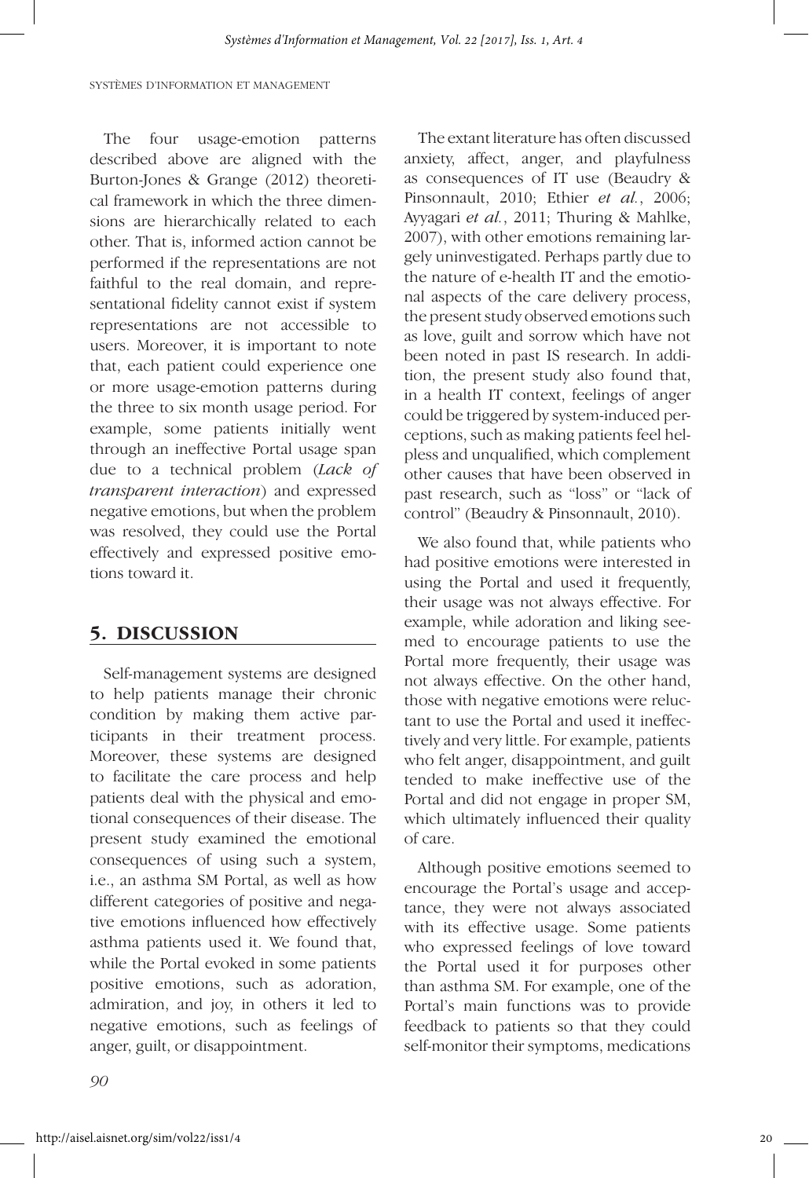The four usage-emotion patterns described above are aligned with the Burton-Jones & Grange (2012) theoretical framework in which the three dimensions are hierarchically related to each other. That is, informed action cannot be performed if the representations are not faithful to the real domain, and representational fidelity cannot exist if system representations are not accessible to users. Moreover, it is important to note that, each patient could experience one or more usage-emotion patterns during the three to six month usage period. For example, some patients initially went through an ineffective Portal usage span due to a technical problem (*Lack of transparent interaction*) and expressed negative emotions, but when the problem was resolved, they could use the Portal effectively and expressed positive emotions toward it.

## 5. DISCUSSION

Self-management systems are designed to help patients manage their chronic condition by making them active participants in their treatment process. Moreover, these systems are designed to facilitate the care process and help patients deal with the physical and emotional consequences of their disease. The present study examined the emotional consequences of using such a system, i.e., an asthma SM Portal, as well as how different categories of positive and negative emotions influenced how effectively asthma patients used it. We found that, while the Portal evoked in some patients positive emotions, such as adoration, admiration, and joy, in others it led to negative emotions, such as feelings of anger, guilt, or disappointment.

The extant literature has often discussed anxiety, affect, anger, and playfulness as consequences of IT use (Beaudry & Pinsonnault, 2010; Ethier *et al.*, 2006; Ayyagari *et al.*, 2011; Thuring & Mahlke, 2007), with other emotions remaining largely uninvestigated. Perhaps partly due to the nature of e-health IT and the emotional aspects of the care delivery process, the present study observed emotions such as love, guilt and sorrow which have not been noted in past IS research. In addition, the present study also found that, in a health IT context, feelings of anger could be triggered by system-induced perceptions, such as making patients feel helpless and unqualified, which complement other causes that have been observed in past research, such as "loss" or "lack of control" (Beaudry & Pinsonnault, 2010).

We also found that, while patients who had positive emotions were interested in using the Portal and used it frequently, their usage was not always effective. For example, while adoration and liking seemed to encourage patients to use the Portal more frequently, their usage was not always effective. On the other hand, those with negative emotions were reluctant to use the Portal and used it ineffectively and very little. For example, patients who felt anger, disappointment, and guilt tended to make ineffective use of the Portal and did not engage in proper SM, which ultimately influenced their quality of care.

Although positive emotions seemed to encourage the Portal's usage and acceptance, they were not always associated with its effective usage. Some patients who expressed feelings of love toward the Portal used it for purposes other than asthma SM. For example, one of the Portal's main functions was to provide feedback to patients so that they could self-monitor their symptoms, medications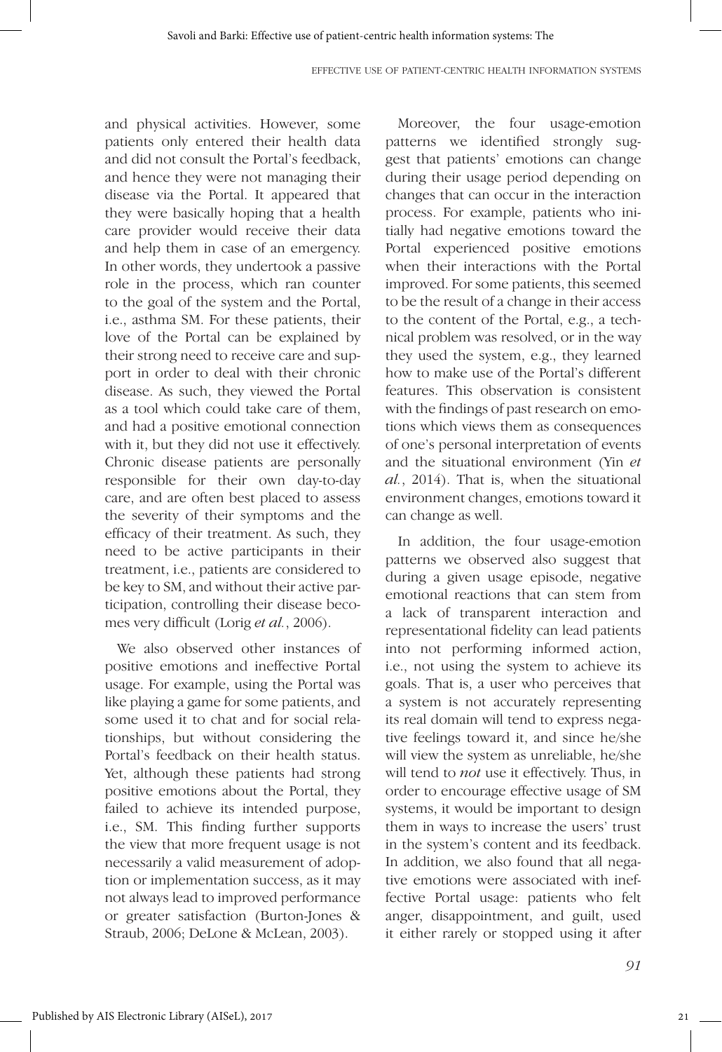and physical activities. However, some patients only entered their health data and did not consult the Portal's feedback, and hence they were not managing their disease via the Portal. It appeared that they were basically hoping that a health care provider would receive their data and help them in case of an emergency. In other words, they undertook a passive role in the process, which ran counter to the goal of the system and the Portal, i.e., asthma SM. For these patients, their love of the Portal can be explained by their strong need to receive care and support in order to deal with their chronic disease. As such, they viewed the Portal as a tool which could take care of them, and had a positive emotional connection with it, but they did not use it effectively. Chronic disease patients are personally responsible for their own day-to-day care, and are often best placed to assess the severity of their symptoms and the efficacy of their treatment. As such, they need to be active participants in their treatment, i.e., patients are considered to be key to SM, and without their active participation, controlling their disease becomes very difficult (Lorig *et al.*, 2006).

We also observed other instances of positive emotions and ineffective Portal usage. For example, using the Portal was like playing a game for some patients, and some used it to chat and for social relationships, but without considering the Portal's feedback on their health status. Yet, although these patients had strong positive emotions about the Portal, they failed to achieve its intended purpose, i.e., SM. This finding further supports the view that more frequent usage is not necessarily a valid measurement of adoption or implementation success, as it may not always lead to improved performance or greater satisfaction (Burton-Jones & Straub, 2006; DeLone & McLean, 2003).

Moreover, the four usage-emotion patterns we identified strongly suggest that patients' emotions can change during their usage period depending on changes that can occur in the interaction process. For example, patients who initially had negative emotions toward the Portal experienced positive emotions when their interactions with the Portal improved. For some patients, this seemed to be the result of a change in their access to the content of the Portal, e.g., a technical problem was resolved, or in the way they used the system, e.g., they learned how to make use of the Portal's different features. This observation is consistent with the findings of past research on emotions which views them as consequences of one's personal interpretation of events and the situational environment (Yin *et al.*, 2014). That is, when the situational environment changes, emotions toward it can change as well.

In addition, the four usage-emotion patterns we observed also suggest that during a given usage episode, negative emotional reactions that can stem from a lack of transparent interaction and representational fidelity can lead patients into not performing informed action, i.e., not using the system to achieve its goals. That is, a user who perceives that a system is not accurately representing its real domain will tend to express negative feelings toward it, and since he/she will view the system as unreliable, he/she will tend to *not* use it effectively. Thus, in order to encourage effective usage of SM systems, it would be important to design them in ways to increase the users' trust in the system's content and its feedback. In addition, we also found that all negative emotions were associated with ineffective Portal usage: patients who felt anger, disappointment, and guilt, used it either rarely or stopped using it after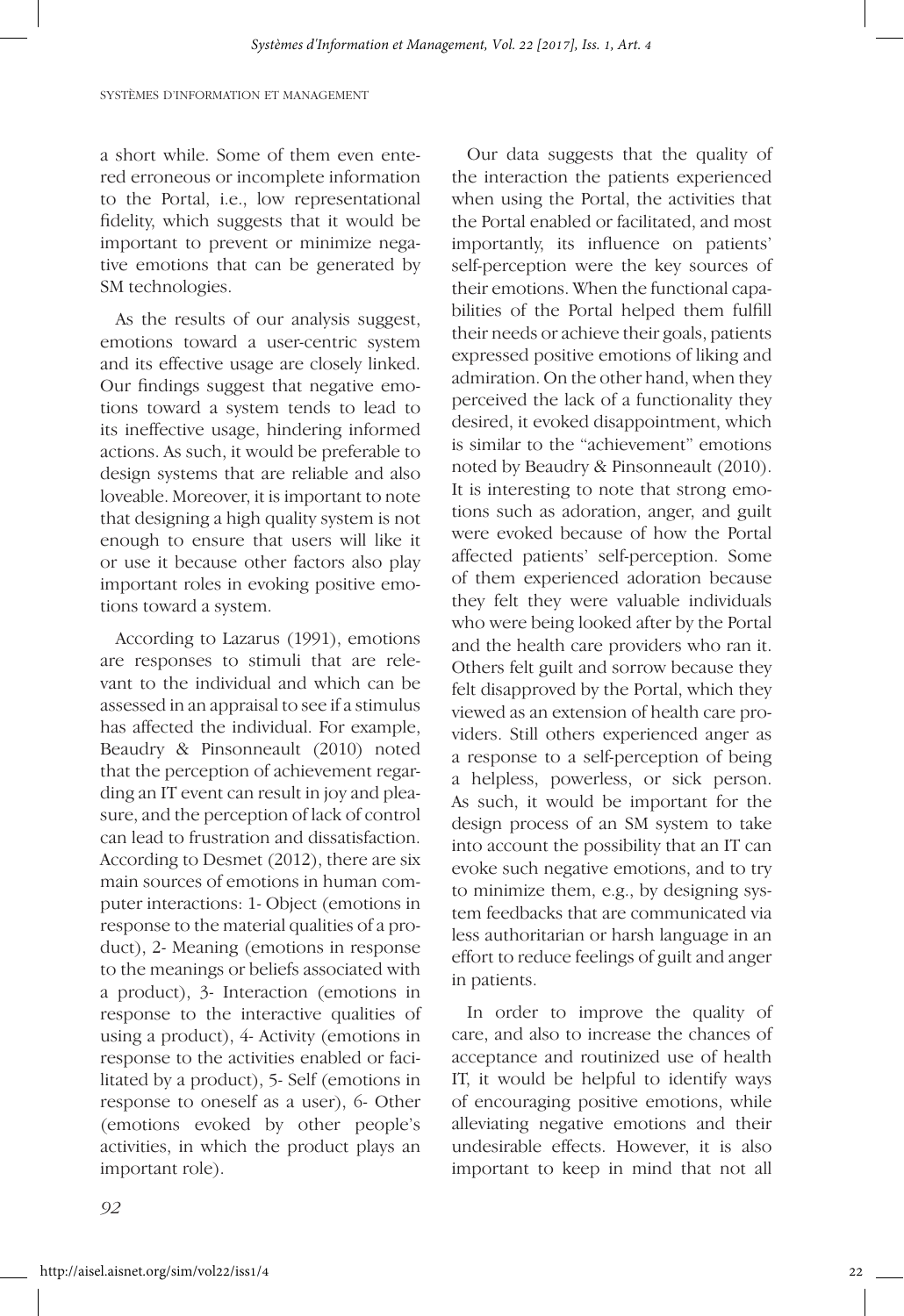a short while. Some of them even entered erroneous or incomplete information to the Portal, i.e., low representational fidelity, which suggests that it would be important to prevent or minimize negative emotions that can be generated by SM technologies.

As the results of our analysis suggest, emotions toward a user-centric system and its effective usage are closely linked. Our findings suggest that negative emotions toward a system tends to lead to its ineffective usage, hindering informed actions. As such, it would be preferable to design systems that are reliable and also loveable. Moreover, it is important to note that designing a high quality system is not enough to ensure that users will like it or use it because other factors also play important roles in evoking positive emotions toward a system.

According to Lazarus (1991), emotions are responses to stimuli that are relevant to the individual and which can be assessed in an appraisal to see if a stimulus has affected the individual. For example, Beaudry & Pinsonneault (2010) noted that the perception of achievement regarding an IT event can result in joy and pleasure, and the perception of lack of control can lead to frustration and dissatisfaction. According to Desmet (2012), there are six main sources of emotions in human computer interactions: 1- Object (emotions in response to the material qualities of a product), 2- Meaning (emotions in response to the meanings or beliefs associated with a product), 3- Interaction (emotions in response to the interactive qualities of using a product), 4- Activity (emotions in response to the activities enabled or facilitated by a product), 5- Self (emotions in response to oneself as a user), 6- Other (emotions evoked by other people's activities, in which the product plays an important role).

Our data suggests that the quality of the interaction the patients experienced when using the Portal, the activities that the Portal enabled or facilitated, and most importantly, its influence on patients' self-perception were the key sources of their emotions. When the functional capabilities of the Portal helped them fulfill their needs or achieve their goals, patients expressed positive emotions of liking and admiration. On the other hand, when they perceived the lack of a functionality they desired, it evoked disappointment, which is similar to the "achievement" emotions noted by Beaudry & Pinsonneault (2010). It is interesting to note that strong emotions such as adoration, anger, and guilt were evoked because of how the Portal affected patients' self-perception. Some of them experienced adoration because they felt they were valuable individuals who were being looked after by the Portal and the health care providers who ran it. Others felt guilt and sorrow because they felt disapproved by the Portal, which they viewed as an extension of health care providers. Still others experienced anger as a response to a self-perception of being a helpless, powerless, or sick person. As such, it would be important for the design process of an SM system to take into account the possibility that an IT can evoke such negative emotions, and to try to minimize them, e.g., by designing system feedbacks that are communicated via less authoritarian or harsh language in an effort to reduce feelings of guilt and anger in patients.

In order to improve the quality of care, and also to increase the chances of acceptance and routinized use of health IT, it would be helpful to identify ways of encouraging positive emotions, while alleviating negative emotions and their undesirable effects. However, it is also important to keep in mind that not all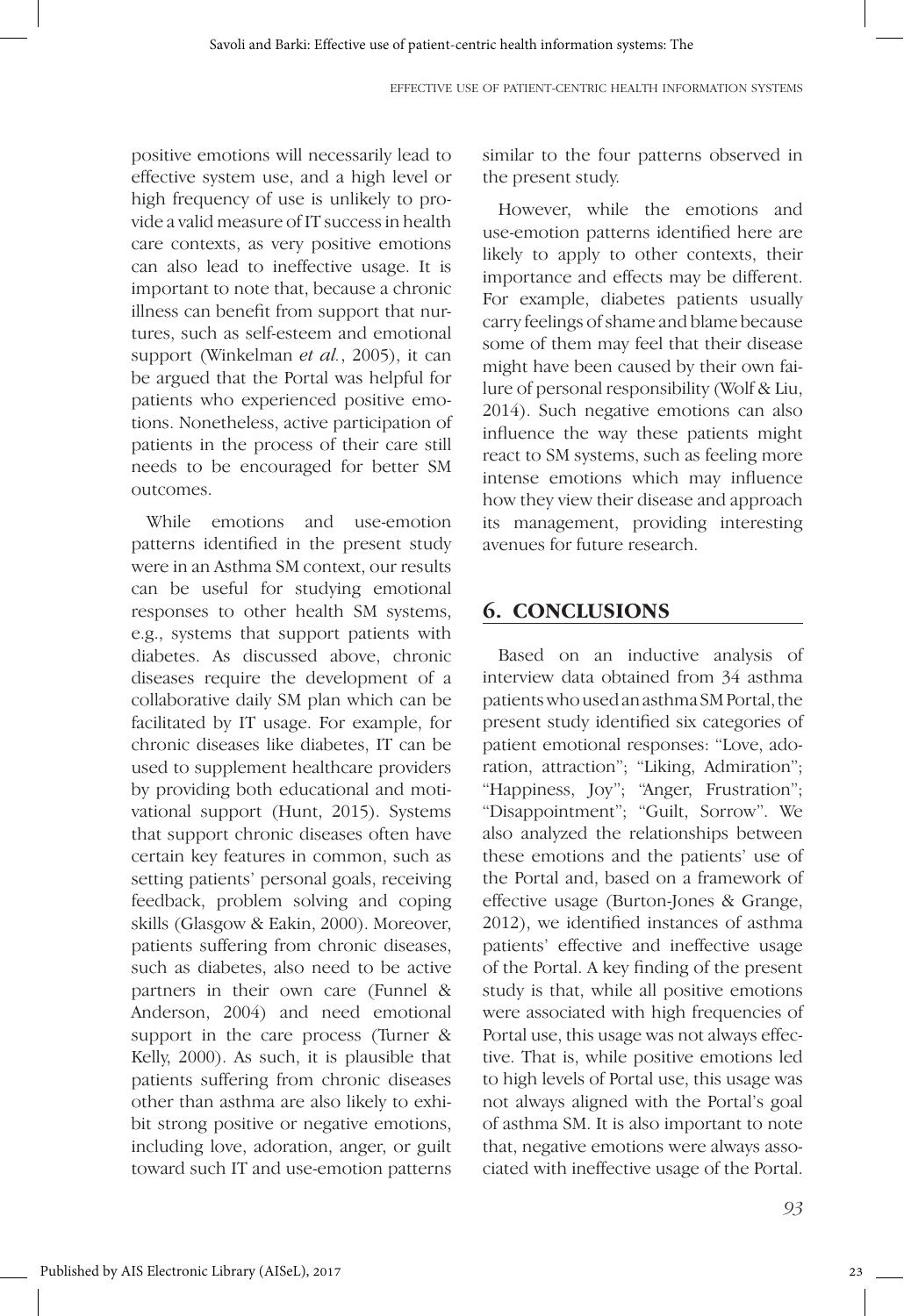positive emotions will necessarily lead to effective system use, and a high level or high frequency of use is unlikely to provide a valid measure of IT success in health care contexts, as very positive emotions can also lead to ineffective usage. It is important to note that, because a chronic illness can benefit from support that nurtures, such as self-esteem and emotional support (Winkelman *et al.*, 2005), it can be argued that the Portal was helpful for patients who experienced positive emotions. Nonetheless, active participation of patients in the process of their care still needs to be encouraged for better SM outcomes.

While emotions and use-emotion patterns identified in the present study were in an Asthma SM context, our results can be useful for studying emotional responses to other health SM systems, e.g., systems that support patients with diabetes. As discussed above, chronic diseases require the development of a collaborative daily SM plan which can be facilitated by IT usage. For example, for chronic diseases like diabetes, IT can be used to supplement healthcare providers by providing both educational and motivational support (Hunt, 2015). Systems that support chronic diseases often have certain key features in common, such as setting patients' personal goals, receiving feedback, problem solving and coping skills (Glasgow & Eakin, 2000). Moreover, patients suffering from chronic diseases, such as diabetes, also need to be active partners in their own care (Funnel & Anderson, 2004) and need emotional support in the care process (Turner & Kelly, 2000). As such, it is plausible that patients suffering from chronic diseases other than asthma are also likely to exhibit strong positive or negative emotions, including love, adoration, anger, or guilt toward such IT and use-emotion patterns similar to the four patterns observed in the present study.

However, while the emotions and use-emotion patterns identified here are likely to apply to other contexts, their importance and effects may be different. For example, diabetes patients usually carry feelings of shame and blame because some of them may feel that their disease might have been caused by their own failure of personal responsibility (Wolf & Liu, 2014). Such negative emotions can also influence the way these patients might react to SM systems, such as feeling more intense emotions which may influence how they view their disease and approach its management, providing interesting avenues for future research.

## 6. CONCLUSIONS

Based on an inductive analysis of interview data obtained from 34 asthma patients who used an asthma SM Portal, the present study identified six categories of patient emotional responses: "Love, adoration, attraction"; "Liking, Admiration"; "Happiness, Joy"; "Anger, Frustration"; "Disappointment"; "Guilt, Sorrow". We also analyzed the relationships between these emotions and the patients' use of the Portal and, based on a framework of effective usage (Burton-Jones & Grange, 2012), we identified instances of asthma patients' effective and ineffective usage of the Portal. A key finding of the present study is that, while all positive emotions were associated with high frequencies of Portal use, this usage was not always effective. That is, while positive emotions led to high levels of Portal use, this usage was not always aligned with the Portal's goal of asthma SM. It is also important to note that, negative emotions were always associated with ineffective usage of the Portal.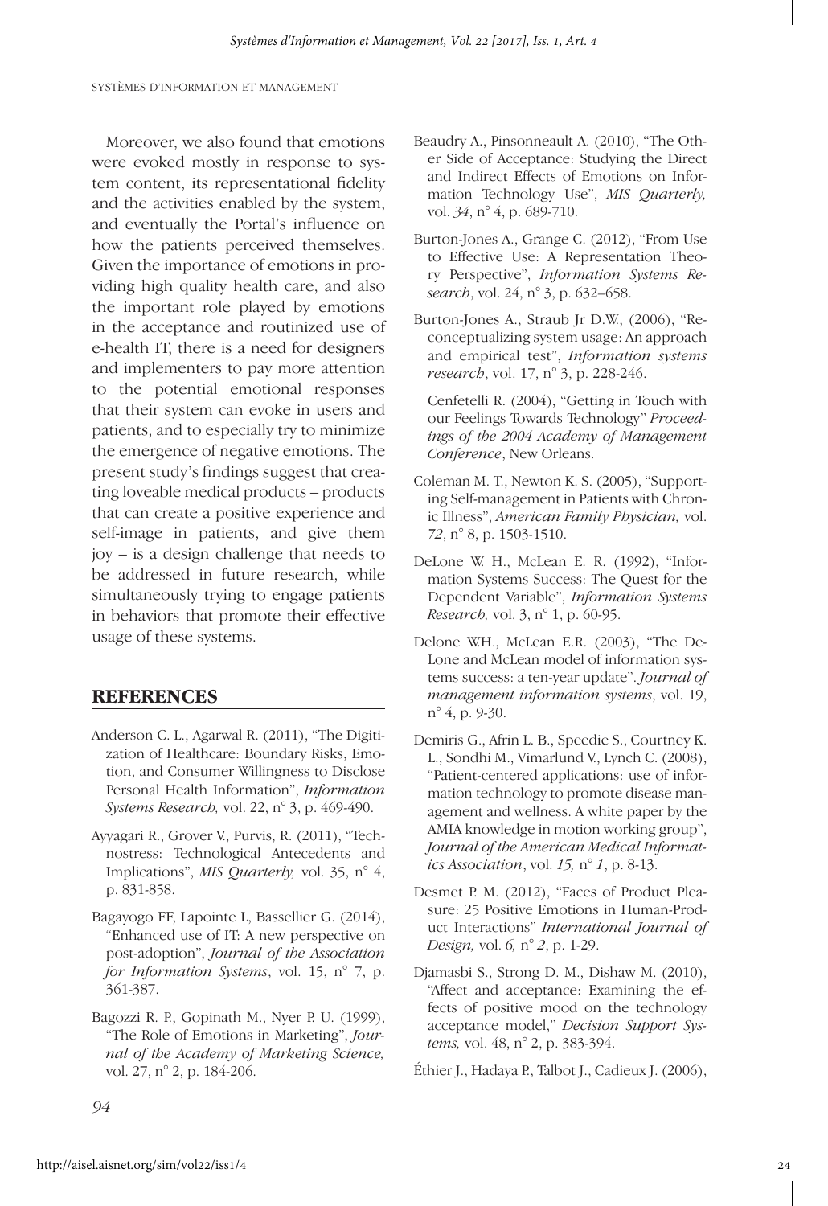Moreover, we also found that emotions were evoked mostly in response to system content, its representational fidelity and the activities enabled by the system, and eventually the Portal's influence on how the patients perceived themselves. Given the importance of emotions in providing high quality health care, and also the important role played by emotions in the acceptance and routinized use of e-health IT, there is a need for designers and implementers to pay more attention to the potential emotional responses that their system can evoke in users and patients, and to especially try to minimize the emergence of negative emotions. The present study's findings suggest that creating loveable medical products – products that can create a positive experience and self-image in patients, and give them joy – is a design challenge that needs to be addressed in future research, while simultaneously trying to engage patients in behaviors that promote their effective usage of these systems.

## REFERENCES

Anderson C. L., Agarwal R. (2011), "The Digitization of Healthcare: Boundary Risks, Emotion, and Consumer Willingness to Disclose Personal Health Information", *Information Systems Research,* vol. 22, n° 3, p. 469-490.

Ayyagari R., Grover V., Purvis, R. (2011), "Technostress: Technological Antecedents and Implications", *MIS Quarterly,* vol. 35, n° 4, p. 831-858.

Bagayogo FF, Lapointe L, Bassellier G. (2014), "Enhanced use of IT: A new perspective on post-adoption", *Journal of the Association for Information Systems*, vol. 15, n° 7, p. 361-387.

Bagozzi R. P., Gopinath M., Nyer P. U. (1999), "The Role of Emotions in Marketing", *Journal of the Academy of Marketing Science,* vol. 27, n° 2, p. 184-206.

Beaudry A., Pinsonneault A. (2010), "The Other Side of Acceptance: Studying the Direct and Indirect Effects of Emotions on Information Technology Use", *MIS Quarterly,* vol. *34*, n° 4, p. 689-710.

Burton-Jones A., Grange C. (2012), "From Use to Effective Use: A Representation Theory Perspective", *Information Systems Research*, vol. 24, n° 3, p. 632–658.

Burton-Jones A., Straub Jr D.W., (2006), "Reconceptualizing system usage: An approach and empirical test", *Information systems research*, vol. 17, n° 3, p. 228-246.

Cenfetelli R. (2004), "Getting in Touch with our Feelings Towards Technology" *Proceedings of the 2004 Academy of Management Conference*, New Orleans.

Coleman M. T., Newton K. S. (2005), "Supporting Self-management in Patients with Chronic Illness", *American Family Physician,* vol. *72*, n° 8, p. 1503-1510.

DeLone W. H., McLean E. R. (1992), "Information Systems Success: The Quest for the Dependent Variable", *Information Systems Research,* vol. 3, n° 1, p. 60-95.

Delone W.H., McLean E.R. (2003), "The DeLone and McLean model of information systems success: a ten-year update". *Journal of management information systems*, vol. 19, n° 4, p. 9-30.

Demiris G., Afrin L. B., Speedie S., Courtney K. L., Sondhi M., Vimarlund V., Lynch C. (2008), "Patient-centered applications: use of information technology to promote disease management and wellness. A white paper by the AMIA knowledge in motion working group", *Journal of the American Medical Informatics Association*, vol. *15,* n° *1*, p. 8-13.

Desmet P. M. (2012), "Faces of Product Pleasure: 25 Positive Emotions in Human-Product Interactions" *International Journal of Design,* vol. *6,* n° *2*, p. 1-29.

Djamasbi S., Strong D. M., Dishaw M. (2010), "Affect and acceptance: Examining the effects of positive mood on the technology acceptance model," *Decision Support Systems,* vol. 48, n° 2, p. 383-394.

Éthier J., Hadaya P., Talbot J., Cadieux J. (2006),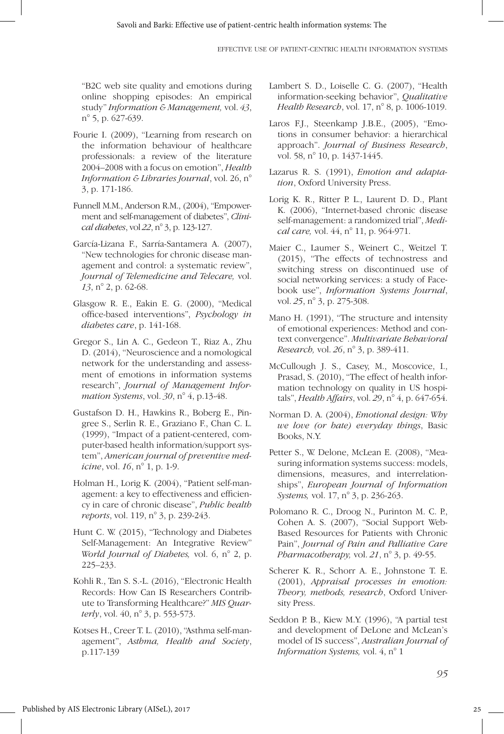"B2C web site quality and emotions during online shopping episodes: An empirical study" *Information & Management,* vol. *43*, n° 5, p. 627-639.

Fourie I. (2009), "Learning from research on the information behaviour of healthcare professionals: a review of the literature 2004–2008 with a focus on emotion", *Health Information & Libraries Journal*, vol. 26, n° 3, p. 171-186.

Funnell M.M., Anderson R.M., (2004), "Empowerment and self-management of diabetes", *Clinical diabetes*, vol *22*, n° 3, p. 123-127.

García-Lizana F., Sarría-Santamera A. (2007), "New technologies for chronic disease management and control: a systematic review", *Journal of Telemedicine and Telecare,* vol. *13*, n° 2, p. 62-68.

Glasgow R. E., Eakin E. G. (2000), "Medical office-based interventions", *Psychology in diabetes care*, p. 141-168.

Gregor S., Lin A. C., Gedeon T., Riaz A., Zhu D. (2014), "Neuroscience and a nomological network for the understanding and assessment of emotions in information systems research", *Journal of Management Information Systems*, vol. *30*, n° 4, p.13-48.

Gustafson D. H., Hawkins R., Boberg E., Pingree S., Serlin R. E., Graziano F., Chan C. L. (1999), "Impact of a patient-centered, computer-based health information/support system", *American journal of preventive medicine*, vol. *16*, n° 1, p. 1-9.

Holman H., Lorig K. (2004), "Patient self-management: a key to effectiveness and efficiency in care of chronic disease", *Public health reports*, vol. 119, n° 3, p. 239-243.

Hunt C. W. (2015), "Technology and Diabetes Self-Management: An Integrative Review" *World Journal of Diabetes,* vol. 6, n° 2, p. 225–233.

Kohli R., Tan S. S.-L. (2016), "Electronic Health Records: How Can IS Researchers Contribute to Transforming Healthcare?" *MIS Quarterly*, vol. 40, n° 3, p. 553-573.

Kotses H., Creer T. L. (2010), "Asthma self-management", *Asthma, Health and Society*, p.117-139

Lambert S. D., Loiselle C. G. (2007), "Health information-seeking behavior", *Qualitative Health Research*, vol. 17, n° 8, p. 1006-1019.

Laros F.J., Steenkamp J.B.E., (2005), "Emotions in consumer behavior: a hierarchical approach". *Journal of Business Research*, vol. 58, n° 10, p. 1437-1445.

Lazarus R. S. (1991), *Emotion and adaptation*, Oxford University Press.

Lorig K. R., Ritter P. L., Laurent D. D., Plant K. (2006), "Internet-based chronic disease self-management: a randomized trial", *Medical care,* vol. 44, n° 11, p. 964-971.

Maier C., Laumer S., Weinert C., Weitzel T. (2015), "The effects of technostress and switching stress on discontinued use of social networking services: a study of Facebook use", *Information Systems Journal*, vol. *25*, n° 3, p. 275-308.

Mano H. (1991), "The structure and intensity of emotional experiences: Method and context convergence". *Multivariate Behavioral Research,* vol. *26*, n° 3, p. 389-411.

McCullough J. S., Casey, M., Moscovice, I., Prasad, S. (2010), "The effect of health information technology on quality in US hospitals", *Health Affairs*, vol. *29*, n° 4, p. 647-654.

Norman D. A. (2004), *Emotional design: Why we love (or hate) everyday things*, Basic Books, N.Y.

Petter S., W. Delone, McLean E. (2008), "Measuring information systems success: models, dimensions, measures, and interrelationships", *European Journal of Information Systems,* vol. 17, n° 3, p. 236-263.

Polomano R. C., Droog N., Purinton M. C. P., Cohen A. S. (2007), "Social Support Web-Based Resources for Patients with Chronic Pain", *Journal of Pain and Palliative Care Pharmacotherapy,* vol. *21*, n° 3, p. 49-55.

Scherer K. R., Schorr A. E., Johnstone T. E. (2001), *Appraisal processes in emotion: Theory, methods, research*, Oxford University Press.

Seddon P. B., Kiew M.Y. (1996), "A partial test and development of DeLone and McLean's model of IS success", *Australian Journal of Information Systems,* vol. 4, n° 1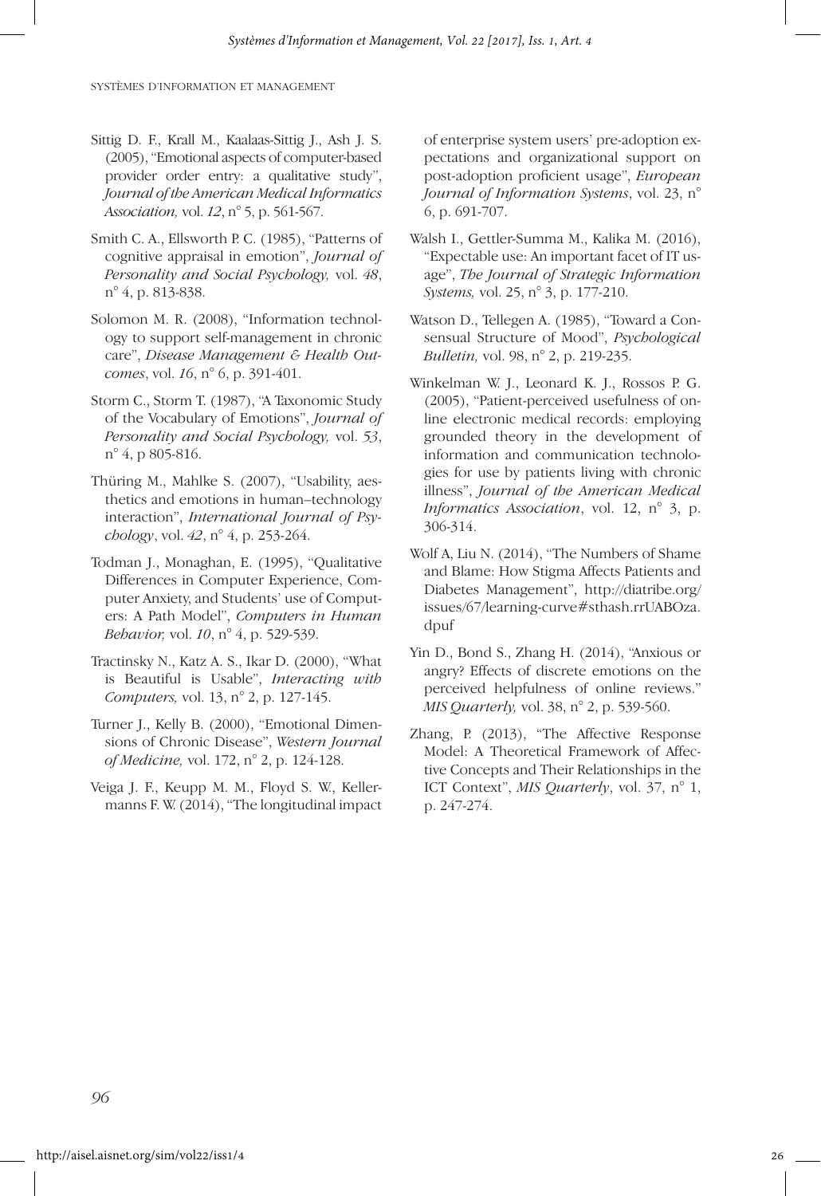Sittig D. F., Krall M., Kaalaas-Sittig J., Ash J. S. (2005), "Emotional aspects of computer-based provider order entry: a qualitative study", *Journal of the American Medical Informatics Association,* vol. *12*, n° 5, p. 561-567.

Smith C. A., Ellsworth P. C. (1985), "Patterns of cognitive appraisal in emotion", *Journal of Personality and Social Psychology,* vol. *48*, n° 4, p. 813-838.

Solomon M. R. (2008), "Information technology to support self-management in chronic care", *Disease Management & Health Outcomes*, vol. *16*, n° 6, p. 391-401.

Storm C., Storm T. (1987), "A Taxonomic Study of the Vocabulary of Emotions", *Journal of Personality and Social Psychology,* vol. *53*, n° 4, p 805-816.

Thüring M., Mahlke S. (2007), "Usability, aesthetics and emotions in human–technology interaction", *International Journal of Psychology*, vol. *42*, n° 4, p. 253-264.

Todman J., Monaghan, E. (1995), "Qualitative Differences in Computer Experience, Computer Anxiety, and Students' use of Computers: A Path Model", *Computers in Human Behavior,* vol. *10*, n° 4, p. 529-539.

Tractinsky N., Katz A. S., Ikar D. (2000), "What is Beautiful is Usable", *Interacting with Computers,* vol. 13, n° 2, p. 127-145.

Turner J., Kelly B. (2000), "Emotional Dimensions of Chronic Disease", *Western Journal of Medicine,* vol. 172, n° 2, p. 124-128.

Veiga J. F., Keupp M. M., Floyd S. W., Kellermanns F. W. (2014), "The longitudinal impact of enterprise system users' pre-adoption expectations and organizational support on post-adoption proficient usage", *European Journal of Information Systems*, vol. 23, n° 6, p. 691-707.

Walsh I., Gettler-Summa M., Kalika M. (2016), "Expectable use: An important facet of IT usage", *The Journal of Strategic Information Systems,* vol. 25, n° 3, p. 177-210.

Watson D., Tellegen A. (1985), "Toward a Consensual Structure of Mood", *Psychological Bulletin,* vol. 98, n° 2, p. 219-235.

Winkelman W. J., Leonard K. J., Rossos P. G. (2005), "Patient-perceived usefulness of online electronic medical records: employing grounded theory in the development of information and communication technologies for use by patients living with chronic illness", *Journal of the American Medical Informatics Association*, vol. 12, n° 3, p. 306-314.

Wolf A, Liu N. (2014), "The Numbers of Shame and Blame: How Stigma Affects Patients and Diabetes Management", http://diatribe.org/issues/67/learning-curve#sthash.rrUABOza.dpuf

Yin D., Bond S., Zhang H. (2014), "Anxious or angry? Effects of discrete emotions on the perceived helpfulness of online reviews." *MIS Quarterly,* vol. 38, n° 2, p. 539-560.

Zhang, P. (2013), "The Affective Response Model: A Theoretical Framework of Affective Concepts and Their Relationships in the ICT Context", *MIS Quarterly*, vol. 37, n° 1, p. 247-274.